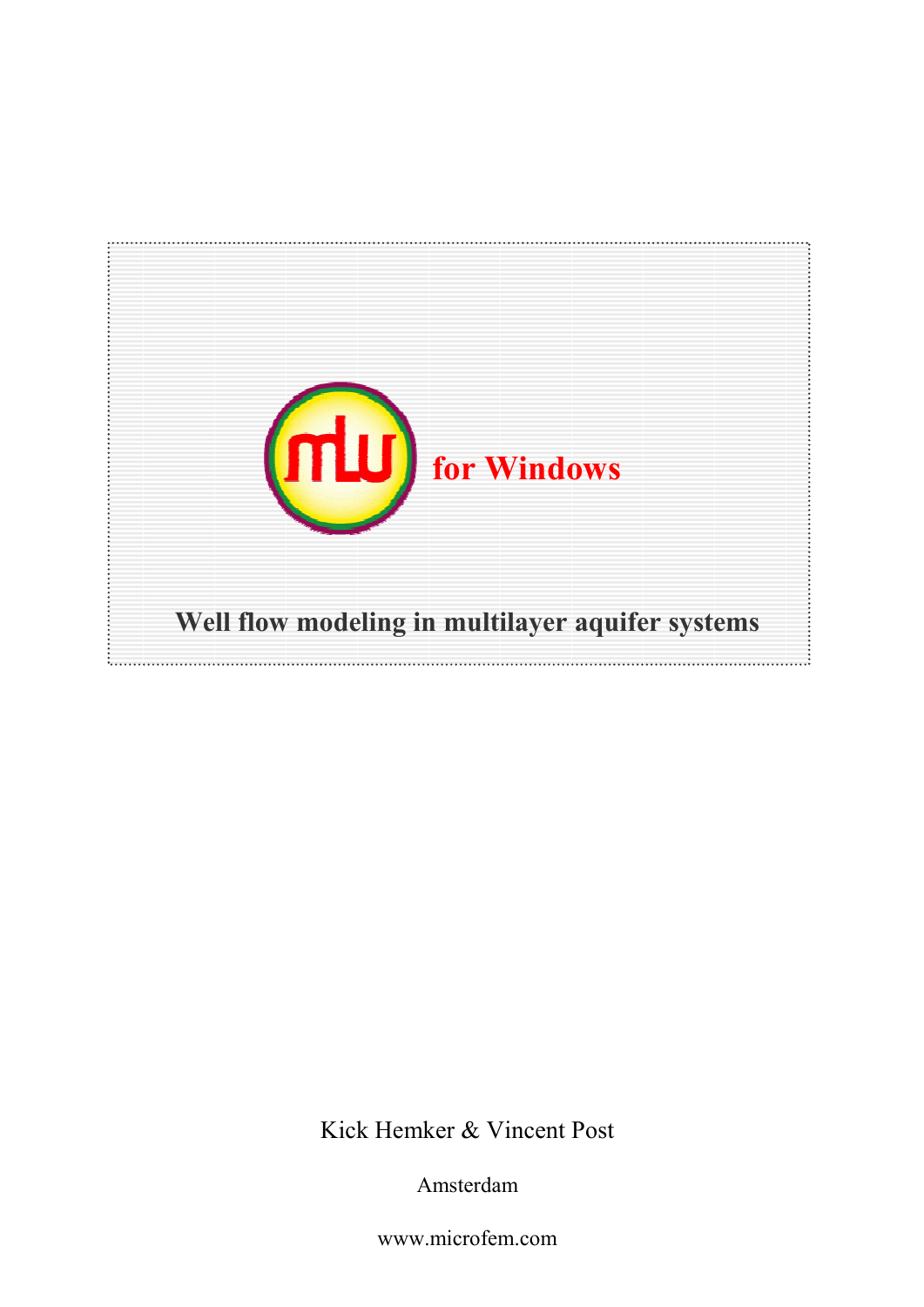# mlu for Windows

## Well flow modeling in multilayer aquifer systems

Kick Hemker & Vincent Post

Amsterdam

www.microfem.com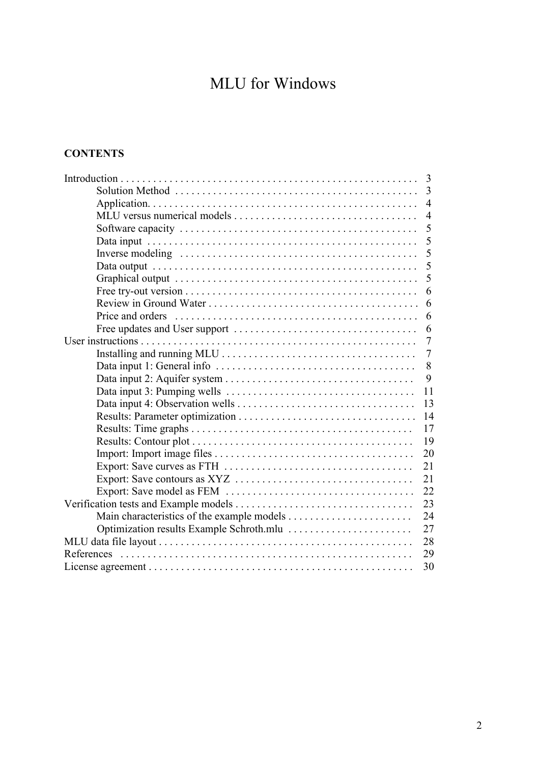# MLU for Windows

**CONTENTS**

| | |
|---|---|
| Introduction | 3 |
| &nbsp;&nbsp;&nbsp;&nbsp;Solution Method | 3 |
| &nbsp;&nbsp;&nbsp;&nbsp;Application | 4 |
| &nbsp;&nbsp;&nbsp;&nbsp;MLU versus numerical models | 4 |
| &nbsp;&nbsp;&nbsp;&nbsp;Software capacity | 5 |
| &nbsp;&nbsp;&nbsp;&nbsp;Data input | 5 |
| &nbsp;&nbsp;&nbsp;&nbsp;Inverse modeling | 5 |
| &nbsp;&nbsp;&nbsp;&nbsp;Data output | 5 |
| &nbsp;&nbsp;&nbsp;&nbsp;Graphical output | 5 |
| &nbsp;&nbsp;&nbsp;&nbsp;Free try-out version | 6 |
| &nbsp;&nbsp;&nbsp;&nbsp;Review in Ground Water | 6 |
| &nbsp;&nbsp;&nbsp;&nbsp;Price and orders | 6 |
| &nbsp;&nbsp;&nbsp;&nbsp;Free updates and User support | 6 |
| User instructions | 7 |
| &nbsp;&nbsp;&nbsp;&nbsp;Installing and running MLU | 7 |
| &nbsp;&nbsp;&nbsp;&nbsp;Data input 1: General info | 8 |
| &nbsp;&nbsp;&nbsp;&nbsp;Data input 2: Aquifer system | 9 |
| &nbsp;&nbsp;&nbsp;&nbsp;Data input 3: Pumping wells | 11 |
| &nbsp;&nbsp;&nbsp;&nbsp;Data input 4: Observation wells | 13 |
| &nbsp;&nbsp;&nbsp;&nbsp;Results: Parameter optimization | 14 |
| &nbsp;&nbsp;&nbsp;&nbsp;Results: Time graphs | 17 |
| &nbsp;&nbsp;&nbsp;&nbsp;Results: Contour plot | 19 |
| &nbsp;&nbsp;&nbsp;&nbsp;Import: Import image files | 20 |
| &nbsp;&nbsp;&nbsp;&nbsp;Export: Save curves as FTH | 21 |
| &nbsp;&nbsp;&nbsp;&nbsp;Export: Save contours as XYZ | 21 |
| &nbsp;&nbsp;&nbsp;&nbsp;Export: Save model as FEM | 22 |
| Verification tests and Example models | 23 |
| &nbsp;&nbsp;&nbsp;&nbsp;Main characteristics of the example models | 24 |
| &nbsp;&nbsp;&nbsp;&nbsp;Optimization results Example Schroth.mlu | 27 |
| MLU data file layout | 28 |
| References | 29 |
| License agreement | 30 |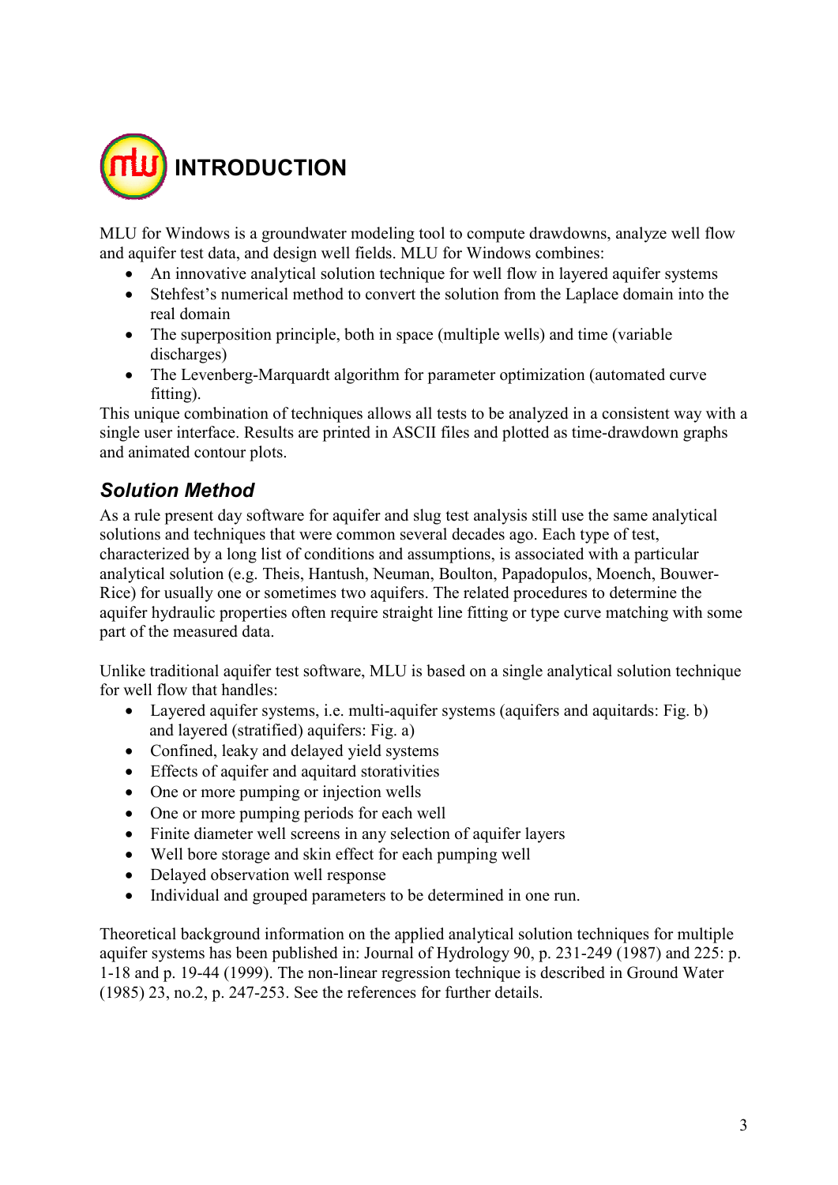# INTRODUCTION

MLU for Windows is a groundwater modeling tool to compute drawdowns, analyze well flow and aquifer test data, and design well fields. MLU for Windows combines:

- An innovative analytical solution technique for well flow in layered aquifer systems
- Stehfest's numerical method to convert the solution from the Laplace domain into the real domain
- The superposition principle, both in space (multiple wells) and time (variable discharges)
- The Levenberg-Marquardt algorithm for parameter optimization (automated curve fitting).

This unique combination of techniques allows all tests to be analyzed in a consistent way with a single user interface. Results are printed in ASCII files and plotted as time-drawdown graphs and animated contour plots.

## *Solution Method*

As a rule present day software for aquifer and slug test analysis still use the same analytical solutions and techniques that were common several decades ago. Each type of test, characterized by a long list of conditions and assumptions, is associated with a particular analytical solution (e.g. Theis, Hantush, Neuman, Boulton, Papadopulos, Moench, Bouwer-Rice) for usually one or sometimes two aquifers. The related procedures to determine the aquifer hydraulic properties often require straight line fitting or type curve matching with some part of the measured data.

Unlike traditional aquifer test software, MLU is based on a single analytical solution technique for well flow that handles:

- Layered aquifer systems, i.e. multi-aquifer systems (aquifers and aquitards: Fig. b) and layered (stratified) aquifers: Fig. a)
- Confined, leaky and delayed yield systems
- Effects of aquifer and aquitard storativities
- One or more pumping or injection wells
- One or more pumping periods for each well
- Finite diameter well screens in any selection of aquifer layers
- Well bore storage and skin effect for each pumping well
- Delayed observation well response
- Individual and grouped parameters to be determined in one run.

Theoretical background information on the applied analytical solution techniques for multiple aquifer systems has been published in: Journal of Hydrology 90, p. 231-249 (1987) and 225: p. 1-18 and p. 19-44 (1999). The non-linear regression technique is described in Ground Water (1985) 23, no.2, p. 247-253. See the references for further details.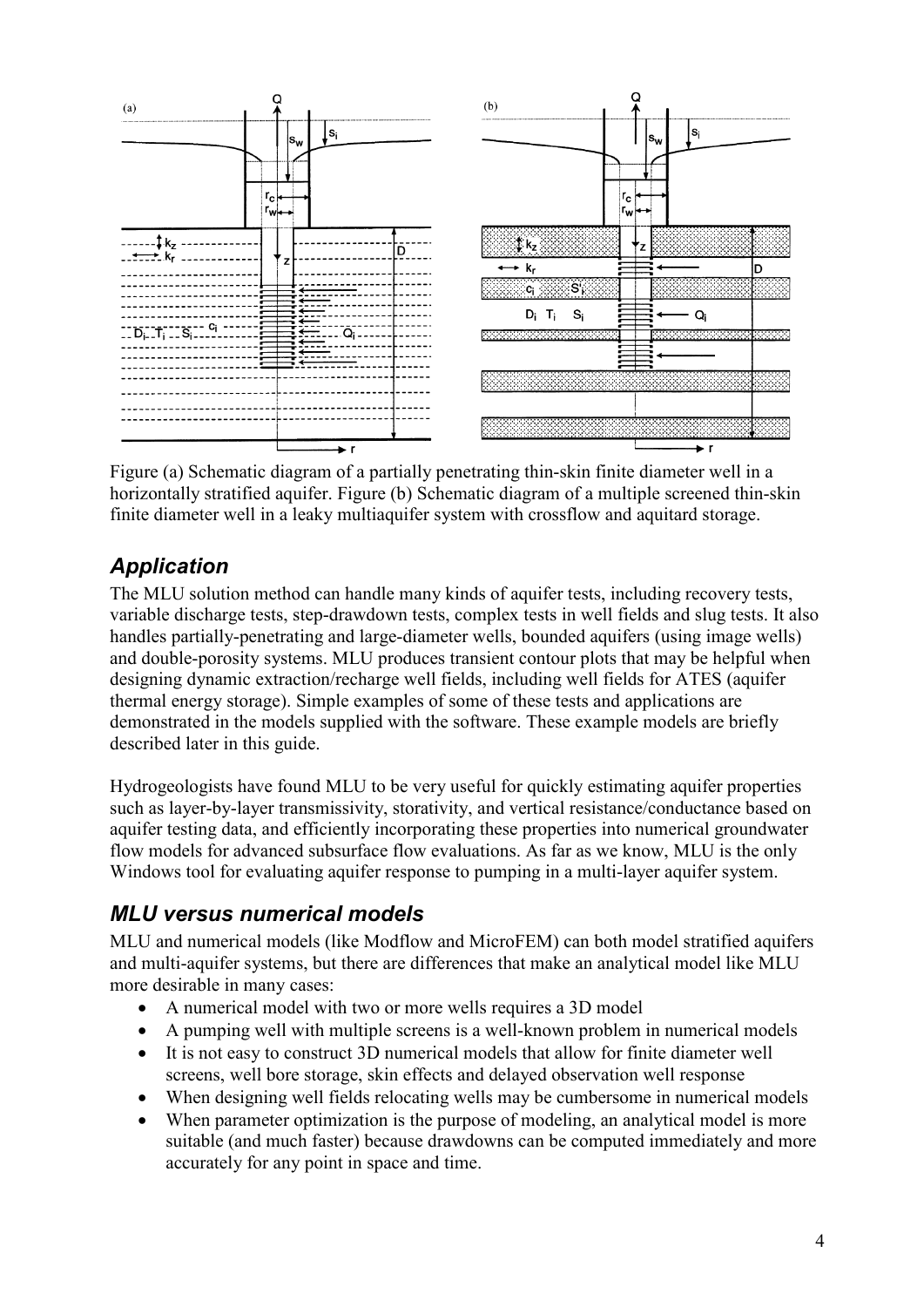Figure (a) Schematic diagram of a partially penetrating thin-skin finite diameter well in a horizontally stratified aquifer. Figure (b) Schematic diagram of a multiple screened thin-skin finite diameter well in a leaky multiaquifer system with crossflow and aquitard storage.

## *Application*

The MLU solution method can handle many kinds of aquifer tests, including recovery tests, variable discharge tests, step-drawdown tests, complex tests in well fields and slug tests. It also handles partially-penetrating and large-diameter wells, bounded aquifers (using image wells) and double-porosity systems. MLU produces transient contour plots that may be helpful when designing dynamic extraction/recharge well fields, including well fields for ATES (aquifer thermal energy storage). Simple examples of some of these tests and applications are demonstrated in the models supplied with the software. These example models are briefly described later in this guide.

Hydrogeologists have found MLU to be very useful for quickly estimating aquifer properties such as layer-by-layer transmissivity, storativity, and vertical resistance/conductance based on aquifer testing data, and efficiently incorporating these properties into numerical groundwater flow models for advanced subsurface flow evaluations. As far as we know, MLU is the only Windows tool for evaluating aquifer response to pumping in a multi-layer aquifer system.

## *MLU versus numerical models*

MLU and numerical models (like Modflow and MicroFEM) can both model stratified aquifers and multi-aquifer systems, but there are differences that make an analytical model like MLU more desirable in many cases:

- A numerical model with two or more wells requires a 3D model
- A pumping well with multiple screens is a well-known problem in numerical models
- It is not easy to construct 3D numerical models that allow for finite diameter well screens, well bore storage, skin effects and delayed observation well response
- When designing well fields relocating wells may be cumbersome in numerical models
- When parameter optimization is the purpose of modeling, an analytical model is more suitable (and much faster) because drawdowns can be computed immediately and more accurately for any point in space and time.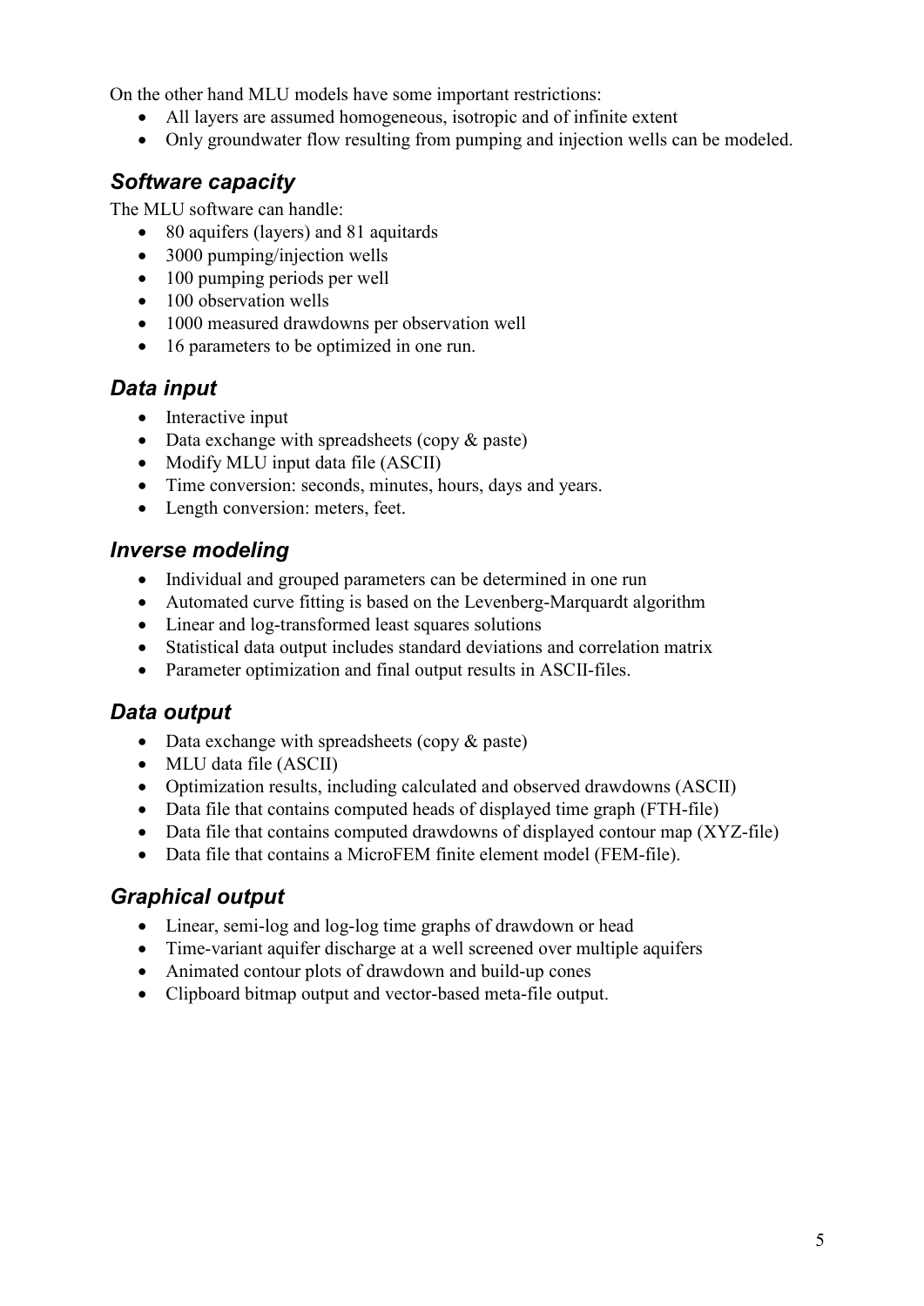On the other hand MLU models have some important restrictions:

- All layers are assumed homogeneous, isotropic and of infinite extent
- Only groundwater flow resulting from pumping and injection wells can be modeled.

## *Software capacity*

The MLU software can handle:

- 80 aquifers (layers) and 81 aquitards
- 3000 pumping/injection wells
- 100 pumping periods per well
- 100 observation wells
- 1000 measured drawdowns per observation well
- 16 parameters to be optimized in one run.

## *Data input*

- Interactive input
- Data exchange with spreadsheets (copy & paste)
- Modify MLU input data file (ASCII)
- Time conversion: seconds, minutes, hours, days and years.
- Length conversion: meters, feet.

## *Inverse modeling*

- Individual and grouped parameters can be determined in one run
- Automated curve fitting is based on the Levenberg-Marquardt algorithm
- Linear and log-transformed least squares solutions
- Statistical data output includes standard deviations and correlation matrix
- Parameter optimization and final output results in ASCII-files.

## *Data output*

- Data exchange with spreadsheets (copy & paste)
- MLU data file (ASCII)
- Optimization results, including calculated and observed drawdowns (ASCII)
- Data file that contains computed heads of displayed time graph (FTH-file)
- Data file that contains computed drawdowns of displayed contour map (XYZ-file)
- Data file that contains a MicroFEM finite element model (FEM-file).

## *Graphical output*

- Linear, semi-log and log-log time graphs of drawdown or head
- Time-variant aquifer discharge at a well screened over multiple aquifers
- Animated contour plots of drawdown and build-up cones
- Clipboard bitmap output and vector-based meta-file output.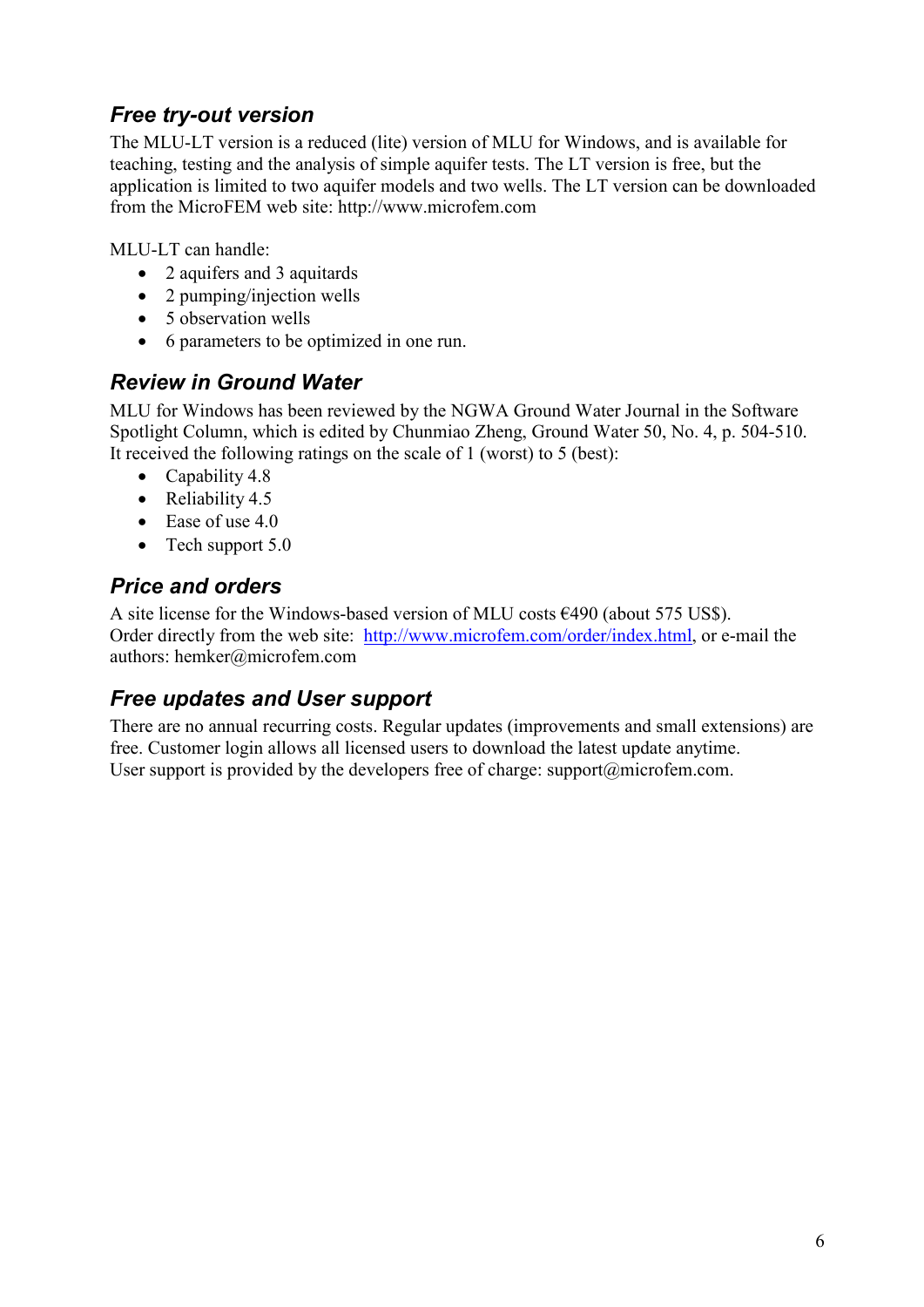## *Free try-out version*

The MLU-LT version is a reduced (lite) version of MLU for Windows, and is available for teaching, testing and the analysis of simple aquifer tests. The LT version is free, but the application is limited to two aquifer models and two wells. The LT version can be downloaded from the MicroFEM web site: http://www.microfem.com

MLU-LT can handle:

- 2 aquifers and 3 aquitards
- 2 pumping/injection wells
- 5 observation wells
- 6 parameters to be optimized in one run.

## *Review in Ground Water*

MLU for Windows has been reviewed by the NGWA Ground Water Journal in the Software Spotlight Column, which is edited by Chunmiao Zheng, Ground Water 50, No. 4, p. 504-510. It received the following ratings on the scale of 1 (worst) to 5 (best):

- Capability 4.8
- Reliability 4.5
- Ease of use 4.0
- Tech support 5.0

## *Price and orders*

A site license for the Windows-based version of MLU costs €490 (about 575 US$).
Order directly from the web site: http://www.microfem.com/order/index.html, or e-mail the authors: hemker@microfem.com

## *Free updates and User support*

There are no annual recurring costs. Regular updates (improvements and small extensions) are free. Customer login allows all licensed users to download the latest update anytime.
User support is provided by the developers free of charge: support@microfem.com.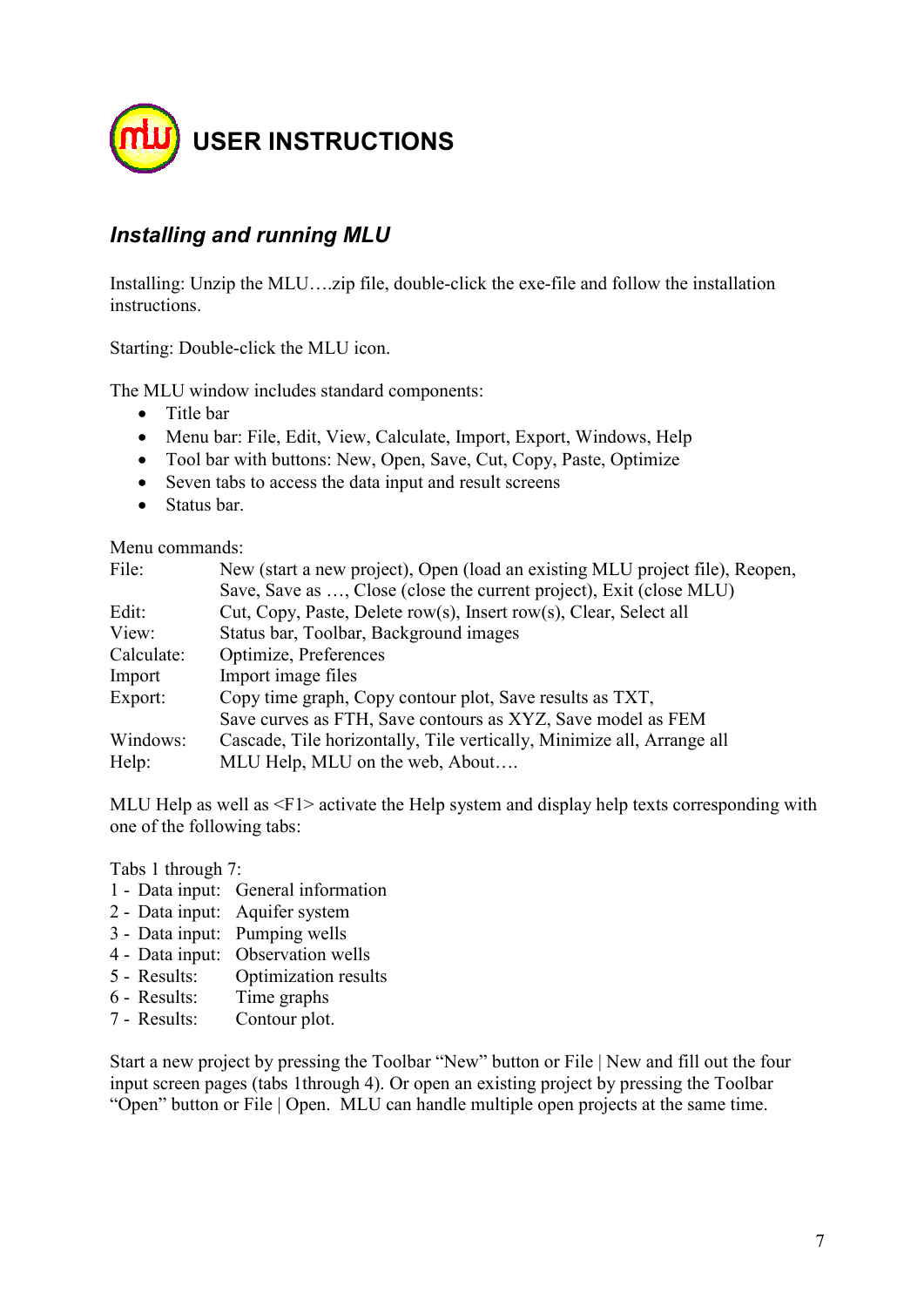# USER INSTRUCTIONS

## *Installing and running MLU*

Installing: Unzip the MLU….zip file, double-click the exe-file and follow the installation instructions.

Starting: Double-click the MLU icon.

The MLU window includes standard components:

- Title bar
- Menu bar: File, Edit, View, Calculate, Import, Export, Windows, Help
- Tool bar with buttons: New, Open, Save, Cut, Copy, Paste, Optimize
- Seven tabs to access the data input and result screens
- Status bar.

Menu commands:

| | |
|---|---|
| File: | New (start a new project), Open (load an existing MLU project file), Reopen, Save, Save as …, Close (close the current project), Exit (close MLU) |
| Edit: | Cut, Copy, Paste, Delete row(s), Insert row(s), Clear, Select all |
| View: | Status bar, Toolbar, Background images |
| Calculate: | Optimize, Preferences |
| Import | Import image files |
| Export: | Copy time graph, Copy contour plot, Save results as TXT, Save curves as FTH, Save contours as XYZ, Save model as FEM |
| Windows: | Cascade, Tile horizontally, Tile vertically, Minimize all, Arrange all |
| Help: | MLU Help, MLU on the web, About…. |

MLU Help as well as <F1> activate the Help system and display help texts corresponding with one of the following tabs:

Tabs 1 through 7:

1 - Data input: General information
2 - Data input: Aquifer system
3 - Data input: Pumping wells
4 - Data input: Observation wells
5 - Results: Optimization results
6 - Results: Time graphs
7 - Results: Contour plot.

Start a new project by pressing the Toolbar "New" button or File | New and fill out the four input screen pages (tabs 1through 4). Or open an existing project by pressing the Toolbar "Open" button or File | Open. MLU can handle multiple open projects at the same time.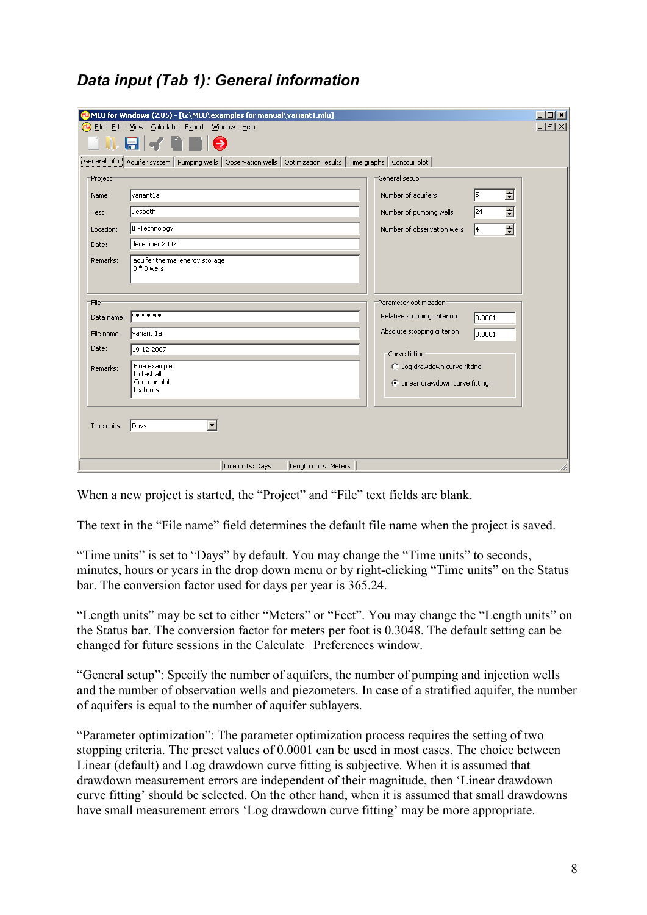## *Data input (Tab 1): General information*

When a new project is started, the “Project” and “File” text fields are blank.

The text in the “File name” field determines the default file name when the project is saved.

“Time units” is set to “Days” by default. You may change the “Time units” to seconds, minutes, hours or years in the drop down menu or by right-clicking “Time units” on the Status bar. The conversion factor used for days per year is 365.24.

“Length units” may be set to either “Meters” or “Feet”. You may change the “Length units” on the Status bar. The conversion factor for meters per foot is 0.3048. The default setting can be changed for future sessions in the Calculate | Preferences window.

“General setup”: Specify the number of aquifers, the number of pumping and injection wells and the number of observation wells and piezometers. In case of a stratified aquifer, the number of aquifers is equal to the number of aquifer sublayers.

“Parameter optimization”: The parameter optimization process requires the setting of two stopping criteria. The preset values of 0.0001 can be used in most cases. The choice between Linear (default) and Log drawdown curve fitting is subjective. When it is assumed that drawdown measurement errors are independent of their magnitude, then ‘Linear drawdown curve fitting’ should be selected. On the other hand, when it is assumed that small drawdowns have small measurement errors ‘Log drawdown curve fitting’ may be more appropriate.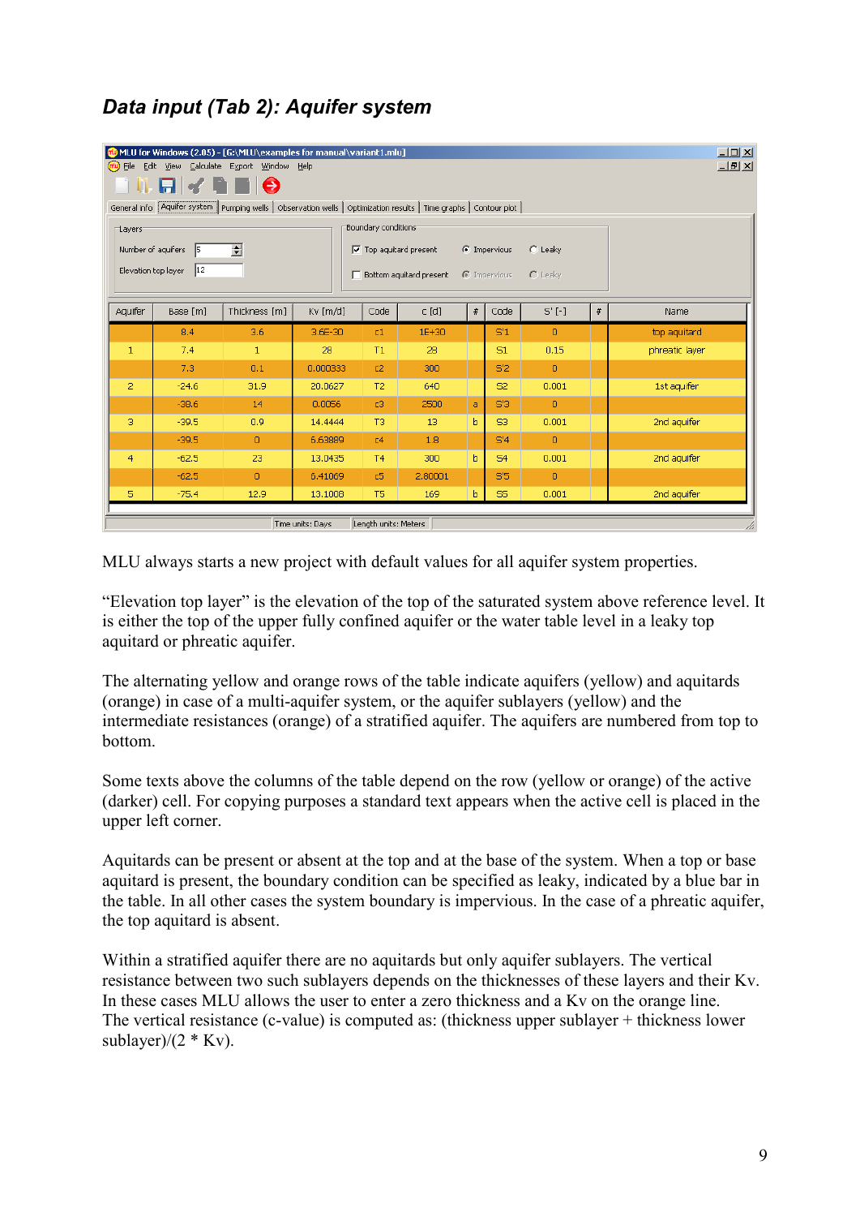## Data input (Tab 2): Aquifer system

| Aquifer | Base [m] | Thickness [m] | Kv [m/d] | Code | c [d] | # | Code | S' [-] | # | Name |
|---|---|---|---|---|---|---|---|---|---|---|
| | 8.4 | 3.6 | 3.6E-30 | c1 | 1E+30 | | S'1 | 0 | | top aquitard |
| 1 | 7.4 | 1 | 28 | T1 | 28 | | S1 | 0.15 | | phreatic layer |
| | 7.3 | 0.1 | 0.000333 | c2 | 300 | | S'2 | 0 | | |
| 2 | -24.6 | 31.9 | 20.0627 | T2 | 640 | | S2 | 0.001 | | 1st aquifer |
| | -38.6 | 14 | 0.0056 | c3 | 2500 | a | S'3 | 0 | | |
| 3 | -39.5 | 0.9 | 14.4444 | T3 | 13 | b | S3 | 0.001 | | 2nd aquifer |
| | -39.5 | 0 | 6.63889 | c4 | 1.8 | | S'4 | 0 | | |
| 4 | -62.5 | 23 | 13.0435 | T4 | 300 | b | S4 | 0.001 | | 2nd aquifer |
| | -62.5 | 0 | 6.41009 | c5 | 2.80001 | | S'5 | 0 | | |
| 5 | -75.4 | 12.9 | 13.1008 | T5 | 169 | b | S5 | 0.001 | | 2nd aquifer |

MLU always starts a new project with default values for all aquifer system properties.

"Elevation top layer" is the elevation of the top of the saturated system above reference level. It is either the top of the upper fully confined aquifer or the water table level in a leaky top aquitard or phreatic aquifer.

The alternating yellow and orange rows of the table indicate aquifers (yellow) and aquitards (orange) in case of a multi-aquifer system, or the aquifer sublayers (yellow) and the intermediate resistances (orange) of a stratified aquifer. The aquifers are numbered from top to bottom.

Some texts above the columns of the table depend on the row (yellow or orange) of the active (darker) cell. For copying purposes a standard text appears when the active cell is placed in the upper left corner.

Aquitards can be present or absent at the top and at the base of the system. When a top or base aquitard is present, the boundary condition can be specified as leaky, indicated by a blue bar in the table. In all other cases the system boundary is impervious. In the case of a phreatic aquifer, the top aquitard is absent.

Within a stratified aquifer there are no aquitards but only aquifer sublayers. The vertical resistance between two such sublayers depends on the thicknesses of these layers and their Kv. In these cases MLU allows the user to enter a zero thickness and a Kv on the orange line. The vertical resistance (c-value) is computed as: (thickness upper sublayer + thickness lower sublayer)/(2 * Kv).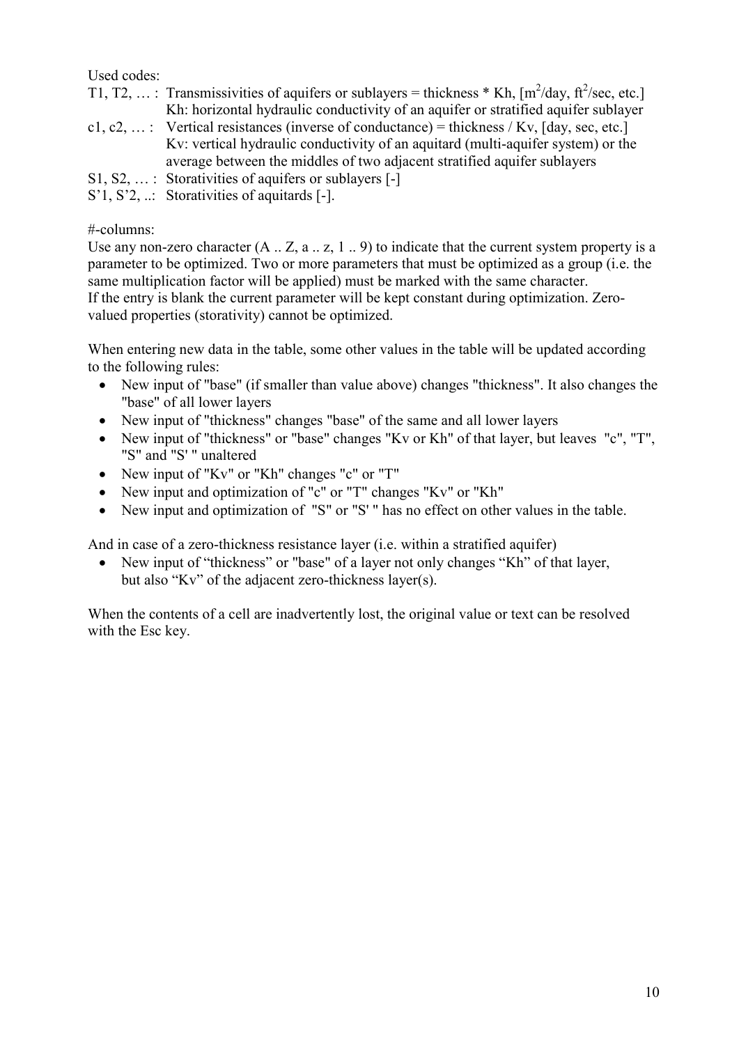Used codes:

T1, T2, … : Transmissivities of aquifers or sublayers = thickness * Kh, [$m^2$/day, $ft^2$/sec, etc.]
Kh: horizontal hydraulic conductivity of an aquifer or stratified aquifer sublayer

c1, c2, … : Vertical resistances (inverse of conductance) = thickness / Kv, [day, sec, etc.]
Kv: vertical hydraulic conductivity of an aquitard (multi-aquifer system) or the average between the middles of two adjacent stratified aquifer sublayers

S1, S2, … : Storativities of aquifers or sublayers [-]

S'1, S'2, ..: Storativities of aquitards [-].

#-columns:

Use any non-zero character (A .. Z, a .. z, 1 .. 9) to indicate that the current system property is a parameter to be optimized. Two or more parameters that must be optimized as a group (i.e. the same multiplication factor will be applied) must be marked with the same character. If the entry is blank the current parameter will be kept constant during optimization. Zero-valued properties (storativity) cannot be optimized.

When entering new data in the table, some other values in the table will be updated according to the following rules:

- New input of "base" (if smaller than value above) changes "thickness". It also changes the "base" of all lower layers
- New input of "thickness" changes "base" of the same and all lower layers
- New input of "thickness" or "base" changes "Kv or Kh" of that layer, but leaves "c", "T", "S" and "S' " unaltered
- New input of "Kv" or "Kh" changes "c" or "T"
- New input and optimization of "c" or "T" changes "Kv" or "Kh"
- New input and optimization of "S" or "S' " has no effect on other values in the table.

And in case of a zero-thickness resistance layer (i.e. within a stratified aquifer)

- New input of "thickness" or "base" of a layer not only changes "Kh" of that layer, but also "Kv" of the adjacent zero-thickness layer(s).

When the contents of a cell are inadvertently lost, the original value or text can be resolved with the Esc key.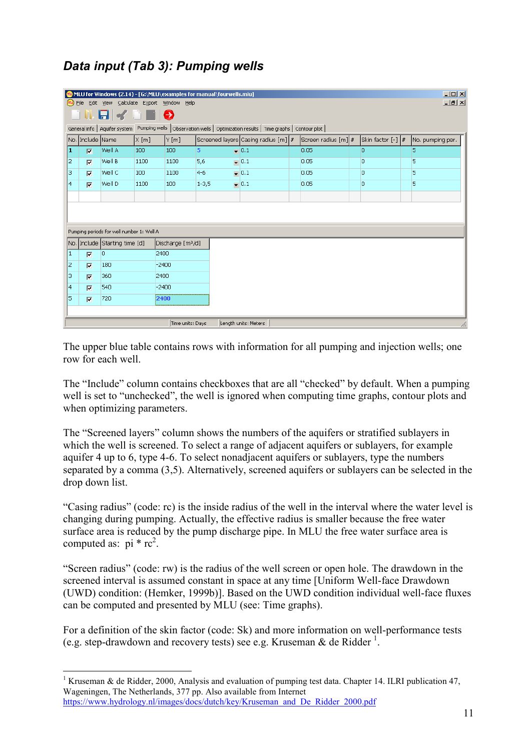## *Data input (Tab 3): Pumping wells*

| No. | Include | Name | X [m] | Y [m] | Screened layers | Casing radius [m] | # | Screen radius [m] | # | Skin factor [-] | # | No. pumping per. |
|---|---|---|---|---|---|---|---|---|---|---|---|---|
| 1 | ☑ | Well A | 100 | 100 | 5 | 0.1 | | 0.05 | | 0 | | 5 |
| 2 | ☑ | Well B | 1100 | 1100 | 5,6 | 0.1 | | 0.05 | | 0 | | 5 |
| 3 | ☑ | Well C | 100 | 1100 | 4-6 | 0.1 | | 0.05 | | 0 | | 5 |
| 4 | ☑ | Well D | 1100 | 100 | 1-3,5 | 0.1 | | 0.05 | | 0 | | 5 |

Pumping periods for well number 1: Well A

| No. | Include | Starting time [d] | Discharge [m³/d] |
|---|---|---|---|
| 1 | ☑ | 0 | 2400 |
| 2 | ☑ | 180 | -2400 |
| 3 | ☑ | 360 | 2400 |
| 4 | ☑ | 540 | -2400 |
| 5 | ☑ | 720 | 2400 |

The upper blue table contains rows with information for all pumping and injection wells; one row for each well.

The "Include" column contains checkboxes that are all "checked" by default. When a pumping well is set to "unchecked", the well is ignored when computing time graphs, contour plots and when optimizing parameters.

The "Screened layers" column shows the numbers of the aquifers or stratified sublayers in which the well is screened. To select a range of adjacent aquifers or sublayers, for example aquifer 4 up to 6, type 4-6. To select nonadjacent aquifers or sublayers, type the numbers separated by a comma (3,5). Alternatively, screened aquifers or sublayers can be selected in the drop down list.

"Casing radius" (code: rc) is the inside radius of the well in the interval where the water level is changing during pumping. Actually, the effective radius is smaller because the free water surface area is reduced by the pump discharge pipe. In MLU the free water surface area is computed as: $\pi * rc^2$.

"Screen radius" (code: rw) is the radius of the well screen or open hole. The drawdown in the screened interval is assumed constant in space at any time [Uniform Well-face Drawdown (UWD) condition: (Hemker, 1999b)]. Based on the UWD condition individual well-face fluxes can be computed and presented by MLU (see: Time graphs).

For a definition of the skin factor (code: Sk) and more information on well-performance tests (e.g. step-drawdown and recovery tests) see e.g. Kruseman & de Ridder [1].

---

[1] Kruseman & de Ridder, 2000, Analysis and evaluation of pumping test data. Chapter 14. ILRI publication 47, Wageningen, The Netherlands, 377 pp. Also available from Internet https://www.hydrology.nl/images/docs/dutch/key/Kruseman_and_De_Ridder_2000.pdf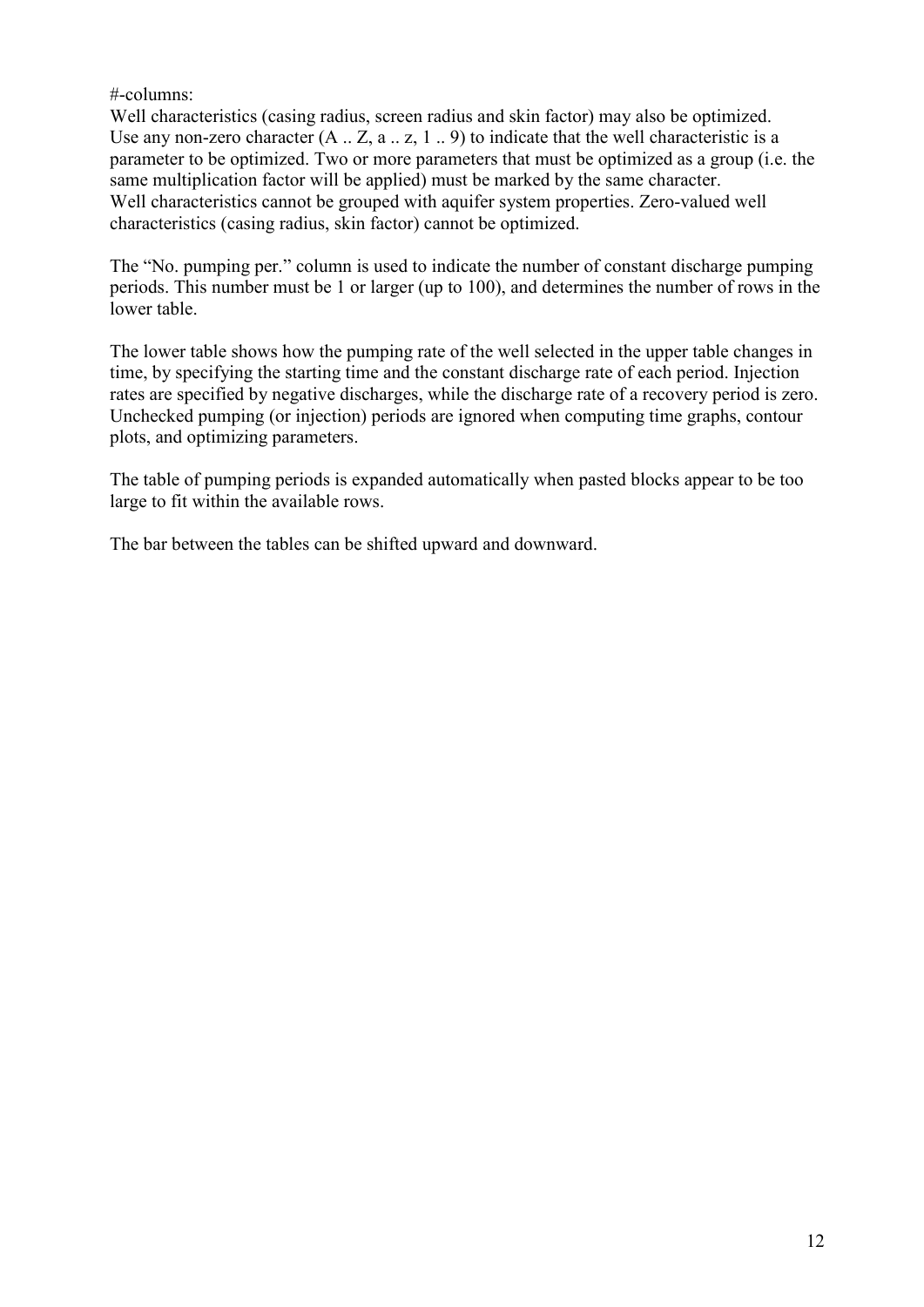#-columns:
Well characteristics (casing radius, screen radius and skin factor) may also be optimized. Use any non-zero character (A .. Z, a .. z, 1 .. 9) to indicate that the well characteristic is a parameter to be optimized. Two or more parameters that must be optimized as a group (i.e. the same multiplication factor will be applied) must be marked by the same character. Well characteristics cannot be grouped with aquifer system properties. Zero-valued well characteristics (casing radius, skin factor) cannot be optimized.

The "No. pumping per." column is used to indicate the number of constant discharge pumping periods. This number must be 1 or larger (up to 100), and determines the number of rows in the lower table.

The lower table shows how the pumping rate of the well selected in the upper table changes in time, by specifying the starting time and the constant discharge rate of each period. Injection rates are specified by negative discharges, while the discharge rate of a recovery period is zero. Unchecked pumping (or injection) periods are ignored when computing time graphs, contour plots, and optimizing parameters.

The table of pumping periods is expanded automatically when pasted blocks appear to be too large to fit within the available rows.

The bar between the tables can be shifted upward and downward.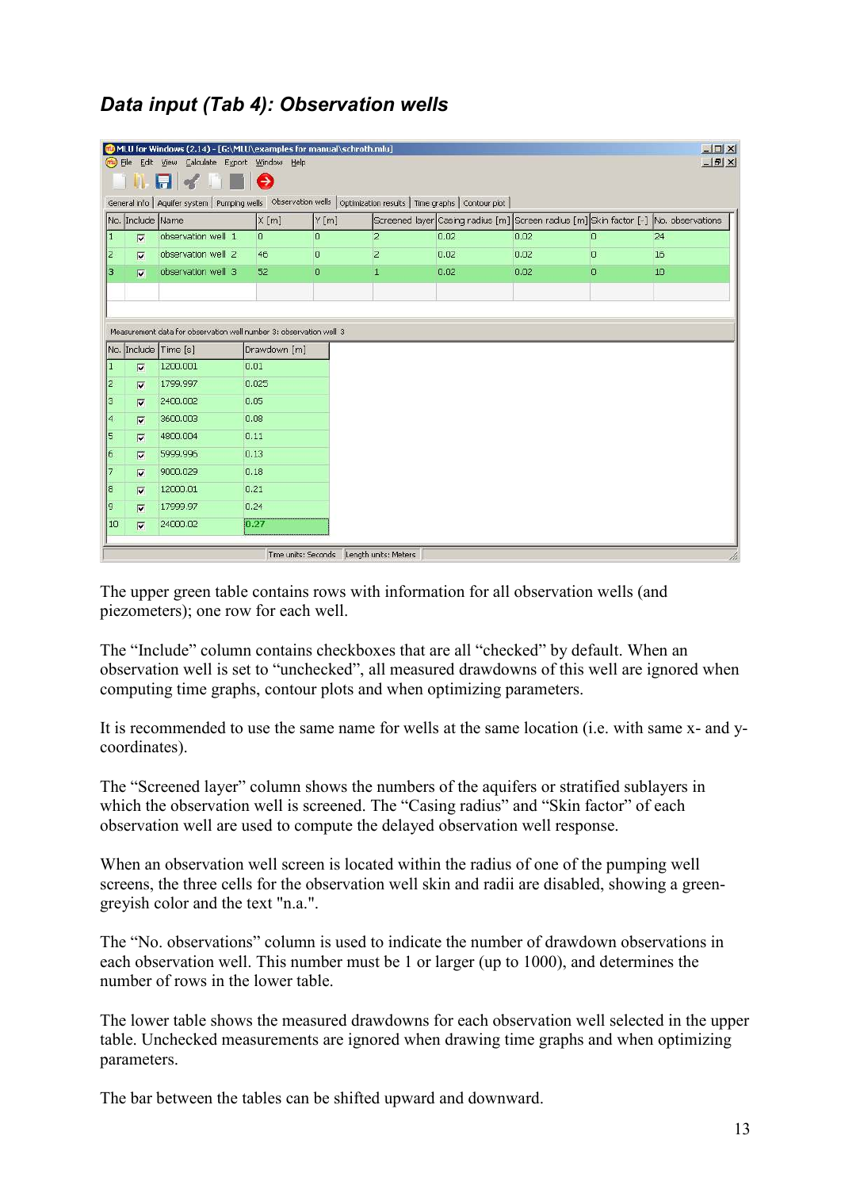## *Data input (Tab 4): Observation wells*

| No. | Include | Name | X [m] | Y [m] | Screened layer | Casing radius [m] | Screen radius [m] | Skin factor [-] | No. observations |
|---|---|---|---|---|---|---|---|---|---|
| 1 | ☑ | observation well 1 | 0 | 0 | 2 | 0.02 | 0.02 | 0 | 24 |
| 2 | ☑ | observation well 2 | 46 | 0 | 2 | 0.02 | 0.02 | 0 | 16 |
| 3 | ☑ | observation well 3 | 52 | 0 | 1 | 0.02 | 0.02 | 0 | 10 |

Measurement data for observation well number 3: observation well 3

| No. | Include | Time [s] | Drawdown [m] |
|---|---|---|---|
| 1 | ☑ | 1200.001 | 0.01 |
| 2 | ☑ | 1799.997 | 0.025 |
| 3 | ☑ | 2400.002 | 0.05 |
| 4 | ☑ | 3600.003 | 0.08 |
| 5 | ☑ | 4800.004 | 0.11 |
| 6 | ☑ | 5999.996 | 0.13 |
| 7 | ☑ | 9000.029 | 0.18 |
| 8 | ☑ | 12000.01 | 0.21 |
| 9 | ☑ | 17999.97 | 0.24 |
| 10 | ☑ | 24000.02 | 0.27 |

The upper green table contains rows with information for all observation wells (and piezometers); one row for each well.

The "Include" column contains checkboxes that are all "checked" by default. When an observation well is set to "unchecked", all measured drawdowns of this well are ignored when computing time graphs, contour plots and when optimizing parameters.

It is recommended to use the same name for wells at the same location (i.e. with same x- and y-coordinates).

The "Screened layer" column shows the numbers of the aquifers or stratified sublayers in which the observation well is screened. The "Casing radius" and "Skin factor" of each observation well are used to compute the delayed observation well response.

When an observation well screen is located within the radius of one of the pumping well screens, the three cells for the observation well skin and radii are disabled, showing a green-greyish color and the text "n.a.".

The "No. observations" column is used to indicate the number of drawdown observations in each observation well. This number must be 1 or larger (up to 1000), and determines the number of rows in the lower table.

The lower table shows the measured drawdowns for each observation well selected in the upper table. Unchecked measurements are ignored when drawing time graphs and when optimizing parameters.

The bar between the tables can be shifted upward and downward.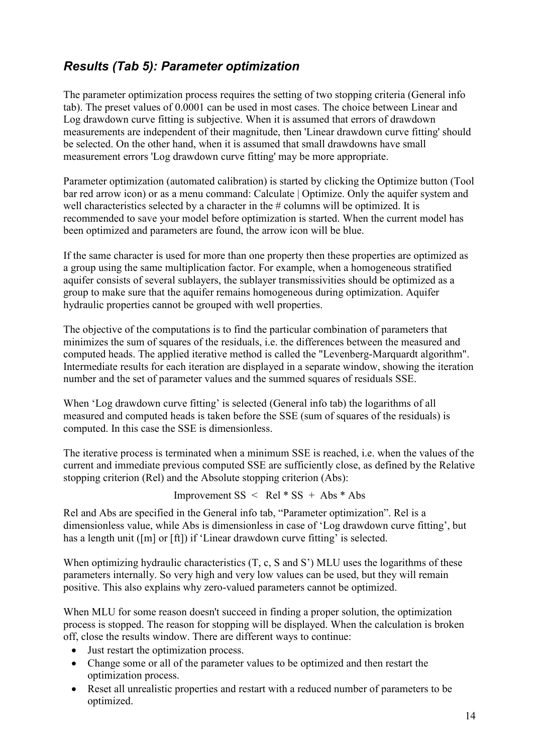## *Results (Tab 5): Parameter optimization*

The parameter optimization process requires the setting of two stopping criteria (General info tab). The preset values of 0.0001 can be used in most cases. The choice between Linear and Log drawdown curve fitting is subjective. When it is assumed that errors of drawdown measurements are independent of their magnitude, then 'Linear drawdown curve fitting' should be selected. On the other hand, when it is assumed that small drawdowns have small measurement errors 'Log drawdown curve fitting' may be more appropriate.

Parameter optimization (automated calibration) is started by clicking the Optimize button (Tool bar red arrow icon) or as a menu command: Calculate | Optimize. Only the aquifer system and well characteristics selected by a character in the # columns will be optimized. It is recommended to save your model before optimization is started. When the current model has been optimized and parameters are found, the arrow icon will be blue.

If the same character is used for more than one property then these properties are optimized as a group using the same multiplication factor. For example, when a homogeneous stratified aquifer consists of several sublayers, the sublayer transmissivities should be optimized as a group to make sure that the aquifer remains homogeneous during optimization. Aquifer hydraulic properties cannot be grouped with well properties.

The objective of the computations is to find the particular combination of parameters that minimizes the sum of squares of the residuals, i.e. the differences between the measured and computed heads. The applied iterative method is called the "Levenberg-Marquardt algorithm". Intermediate results for each iteration are displayed in a separate window, showing the iteration number and the set of parameter values and the summed squares of residuals SSE.

When 'Log drawdown curve fitting' is selected (General info tab) the logarithms of all measured and computed heads is taken before the SSE (sum of squares of the residuals) is computed. In this case the SSE is dimensionless.

The iterative process is terminated when a minimum SSE is reached, i.e. when the values of the current and immediate previous computed SSE are sufficiently close, as defined by the Relative stopping criterion (Rel) and the Absolute stopping criterion (Abs):

$$\text{Improvement SS} < \text{Rel} * \text{SS} + \text{Abs} * \text{Abs}$$

Rel and Abs are specified in the General info tab, "Parameter optimization". Rel is a dimensionless value, while Abs is dimensionless in case of 'Log drawdown curve fitting', but has a length unit ([m] or [ft]) if 'Linear drawdown curve fitting' is selected.

When optimizing hydraulic characteristics (T, c, S and S') MLU uses the logarithms of these parameters internally. So very high and very low values can be used, but they will remain positive. This also explains why zero-valued parameters cannot be optimized.

When MLU for some reason doesn't succeed in finding a proper solution, the optimization process is stopped. The reason for stopping will be displayed. When the calculation is broken off, close the results window. There are different ways to continue:

- Just restart the optimization process.
- Change some or all of the parameter values to be optimized and then restart the optimization process.
- Reset all unrealistic properties and restart with a reduced number of parameters to be optimized.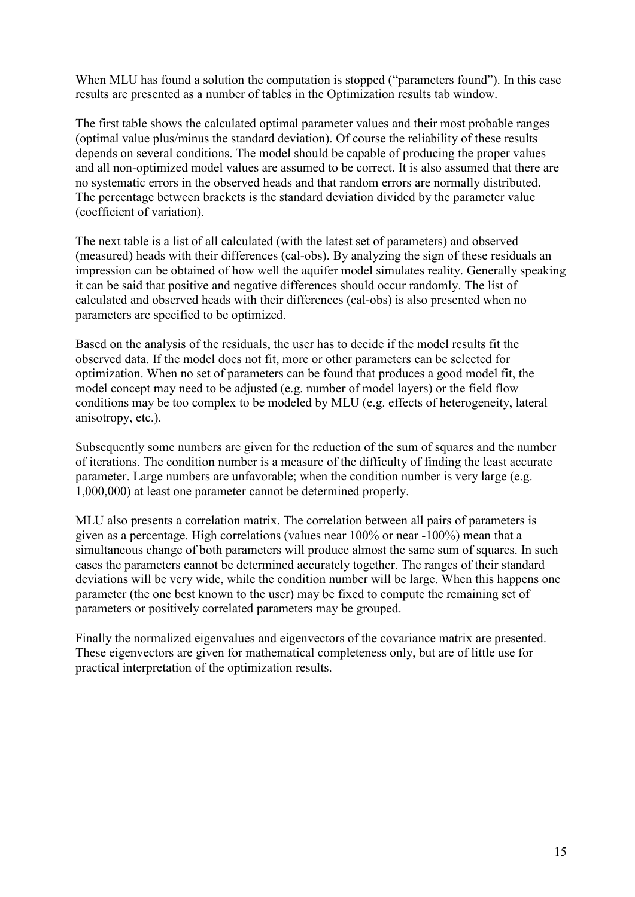When MLU has found a solution the computation is stopped ("parameters found"). In this case results are presented as a number of tables in the Optimization results tab window.

The first table shows the calculated optimal parameter values and their most probable ranges (optimal value plus/minus the standard deviation). Of course the reliability of these results depends on several conditions. The model should be capable of producing the proper values and all non-optimized model values are assumed to be correct. It is also assumed that there are no systematic errors in the observed heads and that random errors are normally distributed. The percentage between brackets is the standard deviation divided by the parameter value (coefficient of variation).

The next table is a list of all calculated (with the latest set of parameters) and observed (measured) heads with their differences (cal-obs). By analyzing the sign of these residuals an impression can be obtained of how well the aquifer model simulates reality. Generally speaking it can be said that positive and negative differences should occur randomly. The list of calculated and observed heads with their differences (cal-obs) is also presented when no parameters are specified to be optimized.

Based on the analysis of the residuals, the user has to decide if the model results fit the observed data. If the model does not fit, more or other parameters can be selected for optimization. When no set of parameters can be found that produces a good model fit, the model concept may need to be adjusted (e.g. number of model layers) or the field flow conditions may be too complex to be modeled by MLU (e.g. effects of heterogeneity, lateral anisotropy, etc.).

Subsequently some numbers are given for the reduction of the sum of squares and the number of iterations. The condition number is a measure of the difficulty of finding the least accurate parameter. Large numbers are unfavorable; when the condition number is very large (e.g. 1,000,000) at least one parameter cannot be determined properly.

MLU also presents a correlation matrix. The correlation between all pairs of parameters is given as a percentage. High correlations (values near 100% or near -100%) mean that a simultaneous change of both parameters will produce almost the same sum of squares. In such cases the parameters cannot be determined accurately together. The ranges of their standard deviations will be very wide, while the condition number will be large. When this happens one parameter (the one best known to the user) may be fixed to compute the remaining set of parameters or positively correlated parameters may be grouped.

Finally the normalized eigenvalues and eigenvectors of the covariance matrix are presented. These eigenvectors are given for mathematical completeness only, but are of little use for practical interpretation of the optimization results.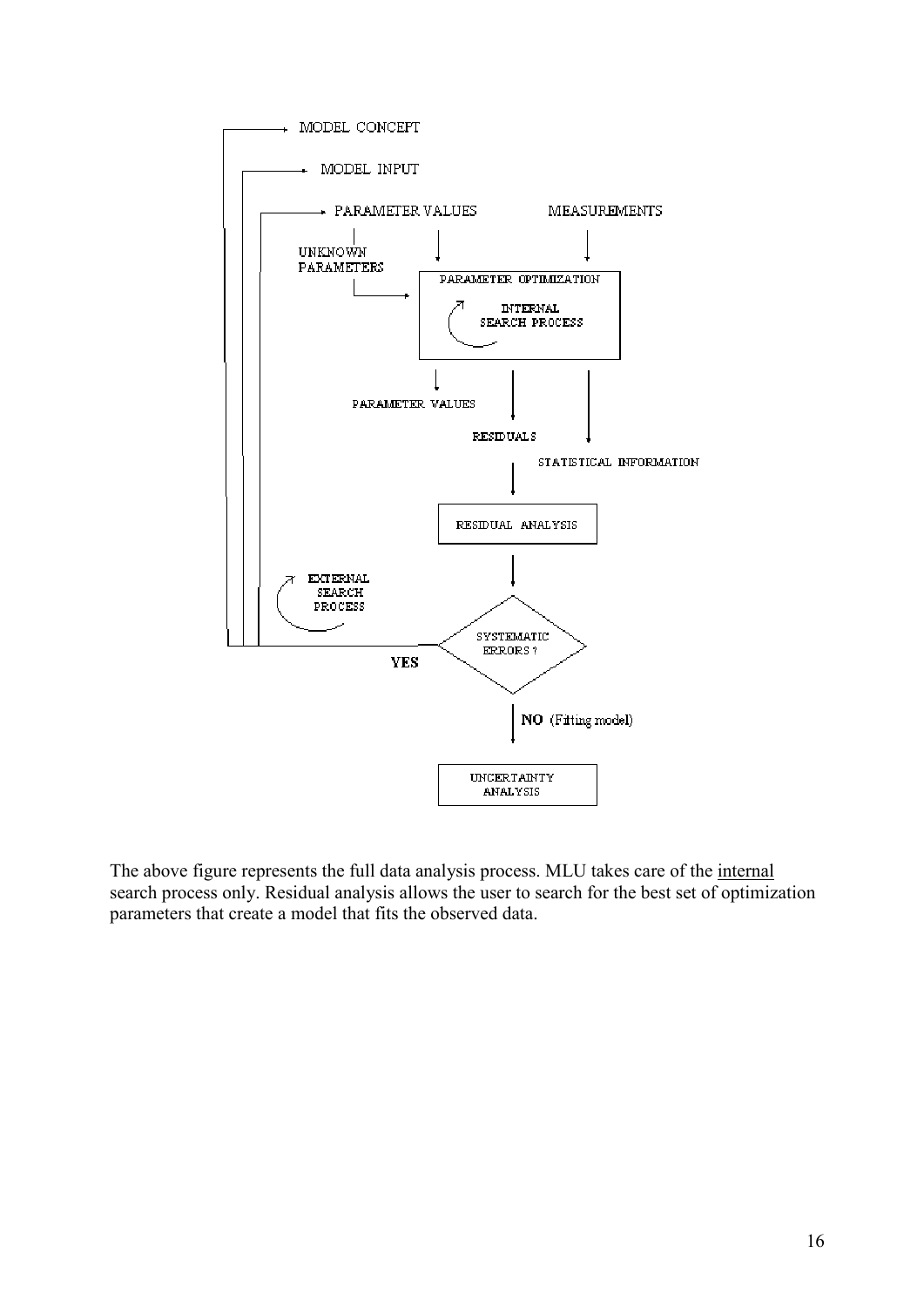MODEL CONCEPT

MODEL INPUT

PARAMETER VALUES

MEASUREMENTS

UNKNOWN PARAMETERS

PARAMETER OPTIMIZATION

INTERNAL SEARCH PROCESS

PARAMETER VALUES

RESIDUALS

STATISTICAL INFORMATION

RESIDUAL ANALYSIS

EXTERNAL SEARCH PROCESS

SYSTEMATIC ERRORS ?

**YES**

**NO** (Fitting model)

UNCERTAINTY ANALYSIS

The above figure represents the full data analysis process. MLU takes care of the <u>internal</u> search process only. Residual analysis allows the user to search for the best set of optimization parameters that create a model that fits the observed data.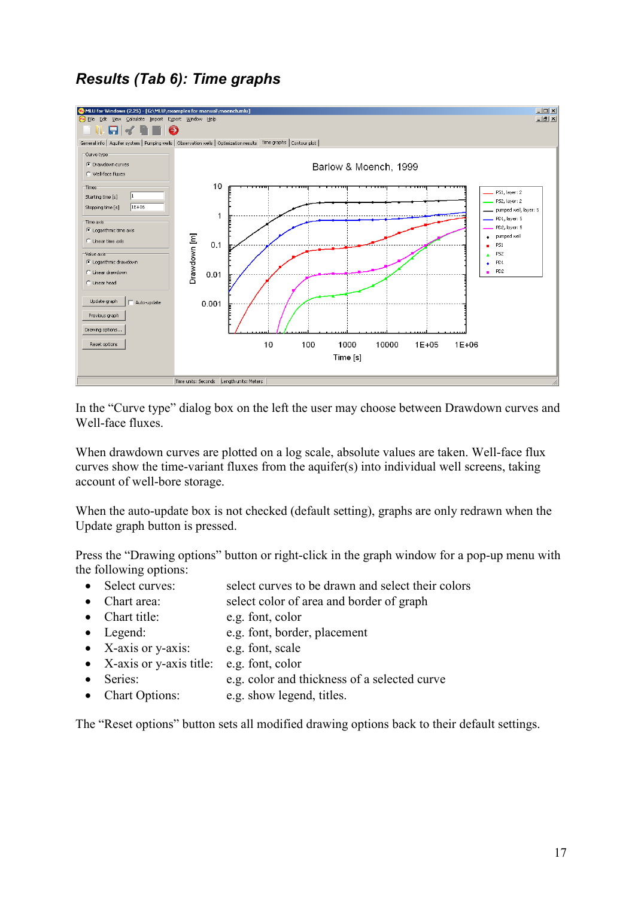## *Results (Tab 6): Time graphs*

In the "Curve type" dialog box on the left the user may choose between Drawdown curves and Well-face fluxes.

When drawdown curves are plotted on a log scale, absolute values are taken. Well-face flux curves show the time-variant fluxes from the aquifer(s) into individual well screens, taking account of well-bore storage.

When the auto-update box is not checked (default setting), graphs are only redrawn when the Update graph button is pressed.

Press the "Drawing options" button or right-click in the graph window for a pop-up menu with the following options:

- Select curves: select curves to be drawn and select their colors
- Chart area: select color of area and border of graph
- Chart title: e.g. font, color
- Legend: e.g. font, border, placement
- X-axis or y-axis: e.g. font, scale
- X-axis or y-axis title: e.g. font, color
- Series: e.g. color and thickness of a selected curve
- Chart Options: e.g. show legend, titles.

The "Reset options" button sets all modified drawing options back to their default settings.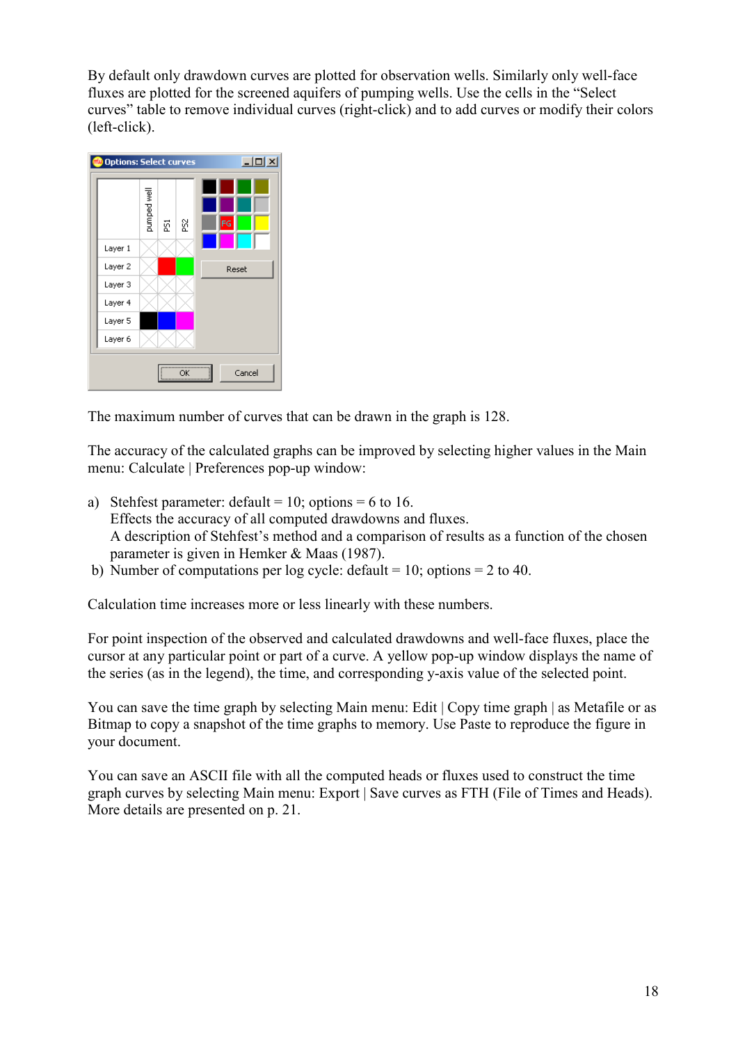By default only drawdown curves are plotted for observation wells. Similarly only well-face fluxes are plotted for the screened aquifers of pumping wells. Use the cells in the "Select curves" table to remove individual curves (right-click) and to add curves or modify their colors (left-click).

The maximum number of curves that can be drawn in the graph is 128.

The accuracy of the calculated graphs can be improved by selecting higher values in the Main menu: Calculate | Preferences pop-up window:

a) Stehfest parameter: default = 10; options = 6 to 16.
   Effects the accuracy of all computed drawdowns and fluxes.
   A description of Stehfest's method and a comparison of results as a function of the chosen parameter is given in Hemker & Maas (1987).
b) Number of computations per log cycle: default = 10; options = 2 to 40.

Calculation time increases more or less linearly with these numbers.

For point inspection of the observed and calculated drawdowns and well-face fluxes, place the cursor at any particular point or part of a curve. A yellow pop-up window displays the name of the series (as in the legend), the time, and corresponding y-axis value of the selected point.

You can save the time graph by selecting Main menu: Edit | Copy time graph | as Metafile or as Bitmap to copy a snapshot of the time graphs to memory. Use Paste to reproduce the figure in your document.

You can save an ASCII file with all the computed heads or fluxes used to construct the time graph curves by selecting Main menu: Export | Save curves as FTH (File of Times and Heads). More details are presented on p. 21.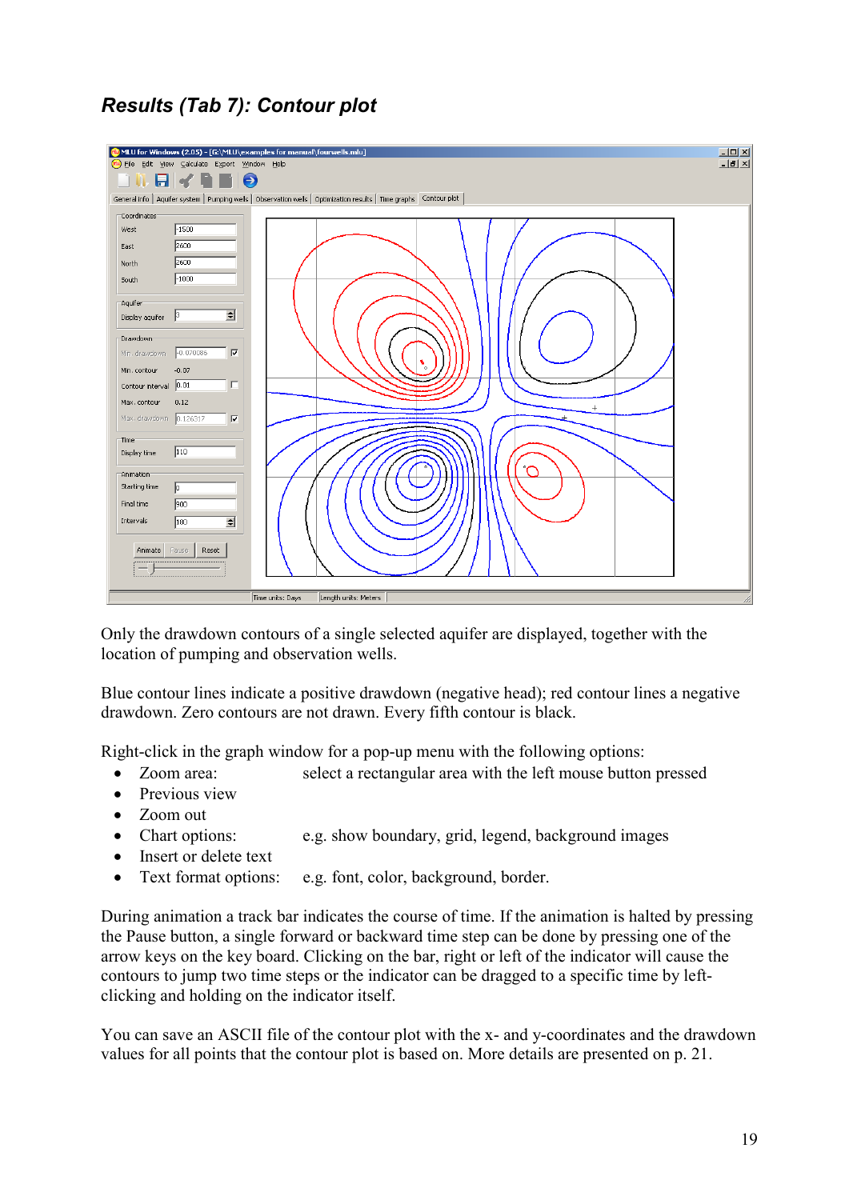## *Results (Tab 7): Contour plot*

Only the drawdown contours of a single selected aquifer are displayed, together with the location of pumping and observation wells.

Blue contour lines indicate a positive drawdown (negative head); red contour lines a negative drawdown. Zero contours are not drawn. Every fifth contour is black.

Right-click in the graph window for a pop-up menu with the following options:

- Zoom area: select a rectangular area with the left mouse button pressed
- Previous view
- Zoom out
- Chart options: e.g. show boundary, grid, legend, background images
- Insert or delete text
- Text format options: e.g. font, color, background, border.

During animation a track bar indicates the course of time. If the animation is halted by pressing the Pause button, a single forward or backward time step can be done by pressing one of the arrow keys on the key board. Clicking on the bar, right or left of the indicator will cause the contours to jump two time steps or the indicator can be dragged to a specific time by left-clicking and holding on the indicator itself.

You can save an ASCII file of the contour plot with the x- and y-coordinates and the drawdown values for all points that the contour plot is based on. More details are presented on p. 21.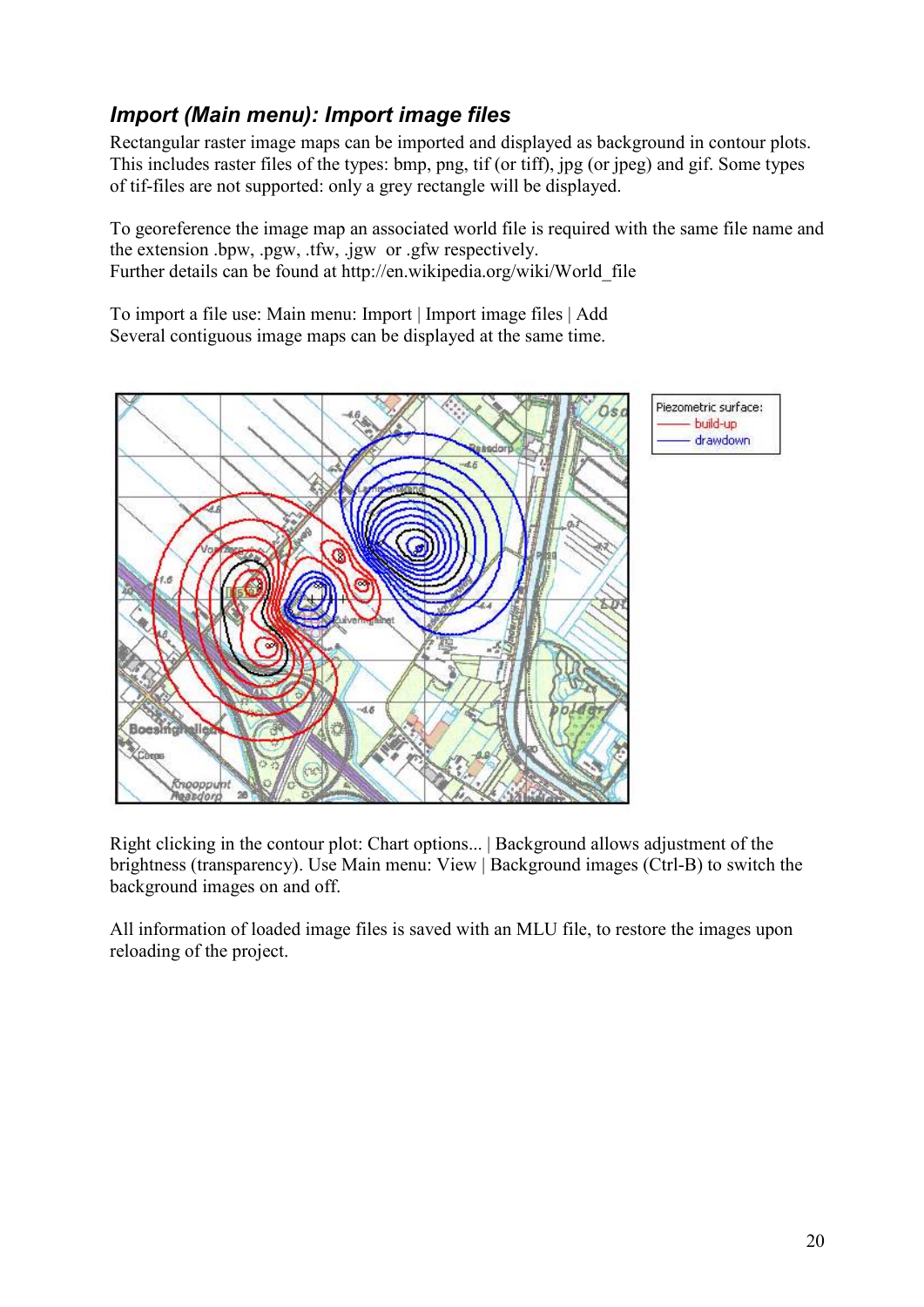## *Import (Main menu): Import image files*

Rectangular raster image maps can be imported and displayed as background in contour plots. This includes raster files of the types: bmp, png, tif (or tiff), jpg (or jpeg) and gif. Some types of tif-files are not supported: only a grey rectangle will be displayed.

To georeference the image map an associated world file is required with the same file name and the extension .bpw, .pgw, .tfw, .jgw or .gfw respectively.
Further details can be found at http://en.wikipedia.org/wiki/World_file

To import a file use: Main menu: Import | Import image files | Add
Several contiguous image maps can be displayed at the same time.

Right clicking in the contour plot: Chart options... | Background allows adjustment of the brightness (transparency). Use Main menu: View | Background images (Ctrl-B) to switch the background images on and off.

All information of loaded image files is saved with an MLU file, to restore the images upon reloading of the project.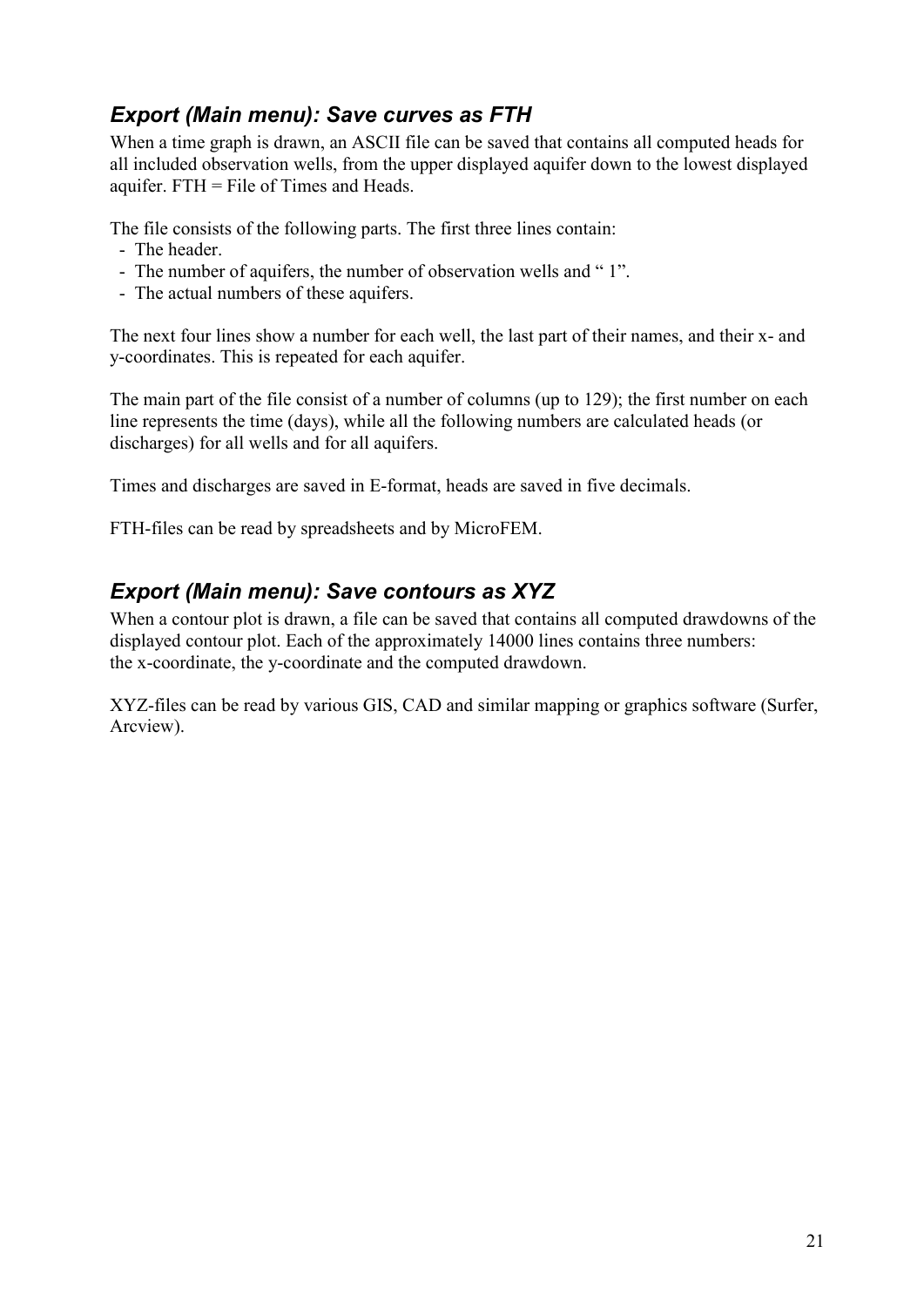## *Export (Main menu): Save curves as FTH*

When a time graph is drawn, an ASCII file can be saved that contains all computed heads for all included observation wells, from the upper displayed aquifer down to the lowest displayed aquifer. FTH = File of Times and Heads.

The file consists of the following parts. The first three lines contain:

- The header.
- The number of aquifers, the number of observation wells and " 1".
- The actual numbers of these aquifers.

The next four lines show a number for each well, the last part of their names, and their x- and y-coordinates. This is repeated for each aquifer.

The main part of the file consist of a number of columns (up to 129); the first number on each line represents the time (days), while all the following numbers are calculated heads (or discharges) for all wells and for all aquifers.

Times and discharges are saved in E-format, heads are saved in five decimals.

FTH-files can be read by spreadsheets and by MicroFEM.

## *Export (Main menu): Save contours as XYZ*

When a contour plot is drawn, a file can be saved that contains all computed drawdowns of the displayed contour plot. Each of the approximately 14000 lines contains three numbers: the x-coordinate, the y-coordinate and the computed drawdown.

XYZ-files can be read by various GIS, CAD and similar mapping or graphics software (Surfer, Arcview).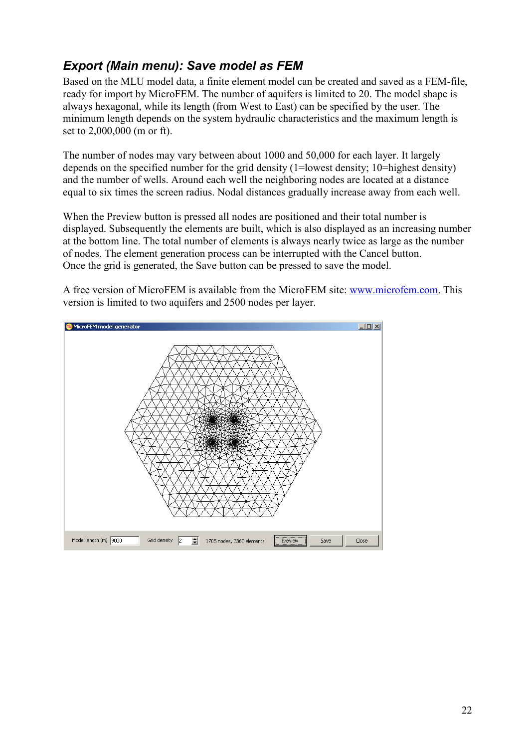## *Export (Main menu): Save model as FEM*

Based on the MLU model data, a finite element model can be created and saved as a FEM-file, ready for import by MicroFEM. The number of aquifers is limited to 20. The model shape is always hexagonal, while its length (from West to East) can be specified by the user. The minimum length depends on the system hydraulic characteristics and the maximum length is set to 2,000,000 (m or ft).

The number of nodes may vary between about 1000 and 50,000 for each layer. It largely depends on the specified number for the grid density (1=lowest density; 10=highest density) and the number of wells. Around each well the neighboring nodes are located at a distance equal to six times the screen radius. Nodal distances gradually increase away from each well.

When the Preview button is pressed all nodes are positioned and their total number is displayed. Subsequently the elements are built, which is also displayed as an increasing number at the bottom line. The total number of elements is always nearly twice as large as the number of nodes. The element generation process can be interrupted with the Cancel button. Once the grid is generated, the Save button can be pressed to save the model.

A free version of MicroFEM is available from the MicroFEM site: [www.microfem.com](http://www.microfem.com). This version is limited to two aquifers and 2500 nodes per layer.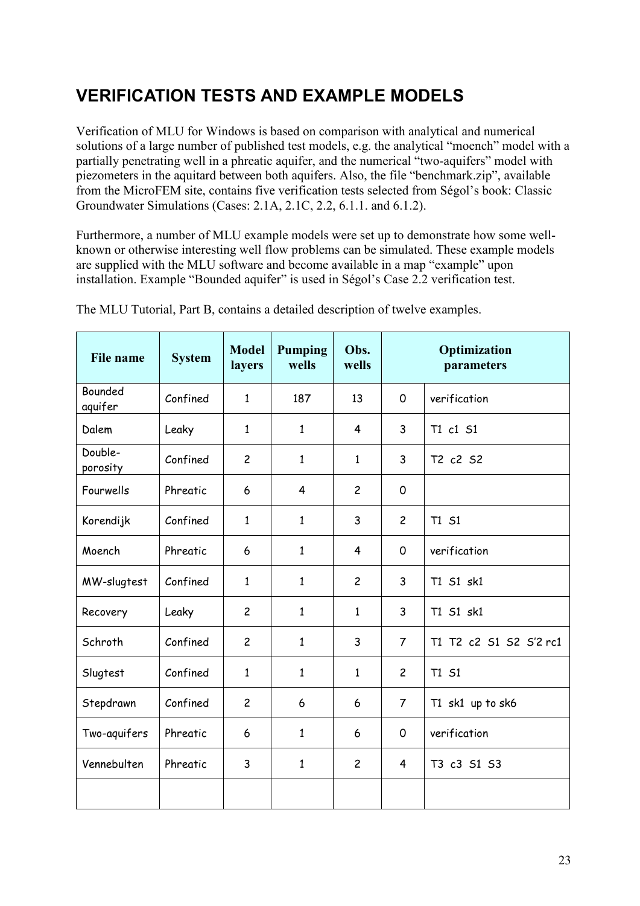# VERIFICATION TESTS AND EXAMPLE MODELS

Verification of MLU for Windows is based on comparison with analytical and numerical solutions of a large number of published test models, e.g. the analytical "moench" model with a partially penetrating well in a phreatic aquifer, and the numerical "two-aquifers" model with piezometers in the aquitard between both aquifers. Also, the file "benchmark.zip", available from the MicroFEM site, contains five verification tests selected from Ségol's book: Classic Groundwater Simulations (Cases: 2.1A, 2.1C, 2.2, 6.1.1. and 6.1.2).

Furthermore, a number of MLU example models were set up to demonstrate how some well-known or otherwise interesting well flow problems can be simulated. These example models are supplied with the MLU software and become available in a map "example" upon installation. Example "Bounded aquifer" is used in Ségol's Case 2.2 verification test.

The MLU Tutorial, Part B, contains a detailed description of twelve examples.

| File name | System | Model layers | Pumping wells | Obs. wells | Optimization parameters | |
|---|---|---|---|---|---|---|
| Bounded aquifer | Confined | 1 | 187 | 13 | 0 | verification |
| Dalem | Leaky | 1 | 1 | 4 | 3 | T1 c1 S1 |
| Double-porosity | Confined | 2 | 1 | 1 | 3 | T2 c2 S2 |
| Fourwells | Phreatic | 6 | 4 | 2 | 0 | |
| Korendijk | Confined | 1 | 1 | 3 | 2 | T1 S1 |
| Moench | Phreatic | 6 | 1 | 4 | 0 | verification |
| MW-slugtest | Confined | 1 | 1 | 2 | 3 | T1 S1 sk1 |
| Recovery | Leaky | 2 | 1 | 1 | 3 | T1 S1 sk1 |
| Schroth | Confined | 2 | 1 | 3 | 7 | T1 T2 c2 S1 S2 S'2 rc1 |
| Slugtest | Confined | 1 | 1 | 1 | 2 | T1 S1 |
| Stepdrawn | Confined | 2 | 6 | 6 | 7 | T1 sk1 up to sk6 |
| Two-aquifers | Phreatic | 6 | 1 | 6 | 0 | verification |
| Vennebulten | Phreatic | 3 | 1 | 2 | 4 | T3 c3 S1 S3 |
| | | | | | | |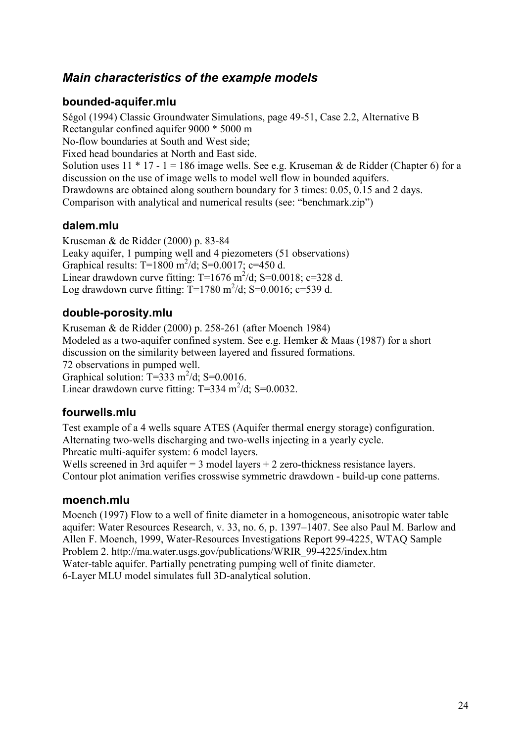## *Main characteristics of the example models*

### bounded-aquifer.mlu

Ségol (1994) Classic Groundwater Simulations, page 49-51, Case 2.2, Alternative B
Rectangular confined aquifer 9000 * 5000 m
No-flow boundaries at South and West side;
Fixed head boundaries at North and East side.
Solution uses 11 * 17 - 1 = 186 image wells. See e.g. Kruseman & de Ridder (Chapter 6) for a discussion on the use of image wells to model well flow in bounded aquifers.
Drawdowns are obtained along southern boundary for 3 times: 0.05, 0.15 and 2 days.
Comparison with analytical and numerical results (see: "benchmark.zip")

### dalem.mlu

Kruseman & de Ridder (2000) p. 83-84
Leaky aquifer, 1 pumping well and 4 piezometers (51 observations)
Graphical results: T=1800 $m^2$/d; S=0.0017; c=450 d.
Linear drawdown curve fitting: T=1676 $m^2$/d; S=0.0018; c=328 d.
Log drawdown curve fitting: T=1780 $m^2$/d; S=0.0016; c=539 d.

### double-porosity.mlu

Kruseman & de Ridder (2000) p. 258-261 (after Moench 1984)
Modeled as a two-aquifer confined system. See e.g. Hemker & Maas (1987) for a short discussion on the similarity between layered and fissured formations.
72 observations in pumped well.
Graphical solution: T=333 $m^2$/d; S=0.0016.
Linear drawdown curve fitting: T=334 $m^2$/d; S=0.0032.

### fourwells.mlu

Test example of a 4 wells square ATES (Aquifer thermal energy storage) configuration.
Alternating two-wells discharging and two-wells injecting in a yearly cycle.
Phreatic multi-aquifer system: 6 model layers.
Wells screened in 3rd aquifer = 3 model layers + 2 zero-thickness resistance layers.
Contour plot animation verifies crosswise symmetric drawdown - build-up cone patterns.

### moench.mlu

Moench (1997) Flow to a well of finite diameter in a homogeneous, anisotropic water table aquifer: Water Resources Research, v. 33, no. 6, p. 1397–1407. See also Paul M. Barlow and Allen F. Moench, 1999, Water-Resources Investigations Report 99-4225, WTAQ Sample Problem 2. http://ma.water.usgs.gov/publications/WRIR_99-4225/index.htm
Water-table aquifer. Partially penetrating pumping well of finite diameter.
6-Layer MLU model simulates full 3D-analytical solution.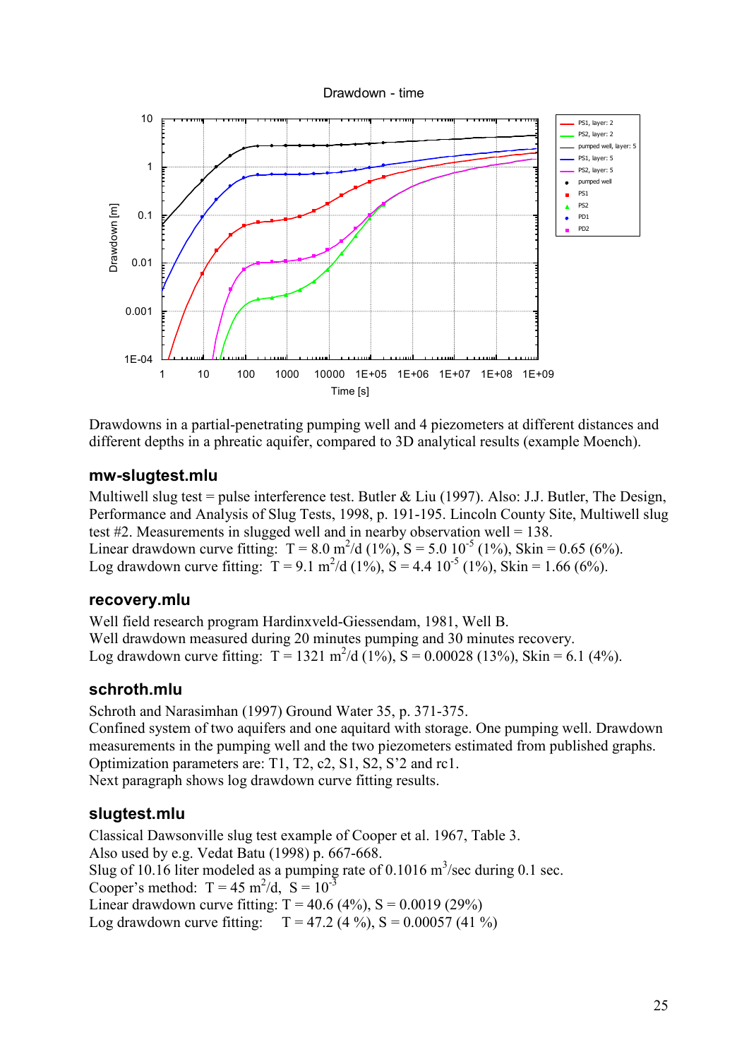Drawdowns in a partial-penetrating pumping well and 4 piezometers at different distances and different depths in a phreatic aquifer, compared to 3D analytical results (example Moench).

## mw-slugtest.mlu

Multiwell slug test = pulse interference test. Butler & Liu (1997). Also: J.J. Butler, The Design, Performance and Analysis of Slug Tests, 1998, p. 191-195. Lincoln County Site, Multiwell slug test #2. Measurements in slugged well and in nearby observation well = 138.
Linear drawdown curve fitting: T = 8.0 $m^2$/d (1%), S = 5.0 $10^{-5}$ (1%), Skin = 0.65 (6%).
Log drawdown curve fitting: T = 9.1 $m^2$/d (1%), S = 4.4 $10^{-5}$ (1%), Skin = 1.66 (6%).

## recovery.mlu

Well field research program Hardinxveld-Giessendam, 1981, Well B.
Well drawdown measured during 20 minutes pumping and 30 minutes recovery.
Log drawdown curve fitting: T = 1321 $m^2$/d (1%), S = 0.00028 (13%), Skin = 6.1 (4%).

## schroth.mlu

Schroth and Narasimhan (1997) Ground Water 35, p. 371-375.
Confined system of two aquifers and one aquitard with storage. One pumping well. Drawdown measurements in the pumping well and the two piezometers estimated from published graphs.
Optimization parameters are: T1, T2, c2, S1, S2, S'2 and rc1.
Next paragraph shows log drawdown curve fitting results.

## slugtest.mlu

Classical Dawsonville slug test example of Cooper et al. 1967, Table 3.
Also used by e.g. Vedat Batu (1998) p. 667-668.
Slug of 10.16 liter modeled as a pumping rate of 0.1016 $m^3$/sec during 0.1 sec.
Cooper's method: T = 45 $m^2$/d, S = $10^{-3}$
Linear drawdown curve fitting: T = 40.6 (4%), S = 0.0019 (29%)
Log drawdown curve fitting: T = 47.2 (4 %), S = 0.00057 (41 %)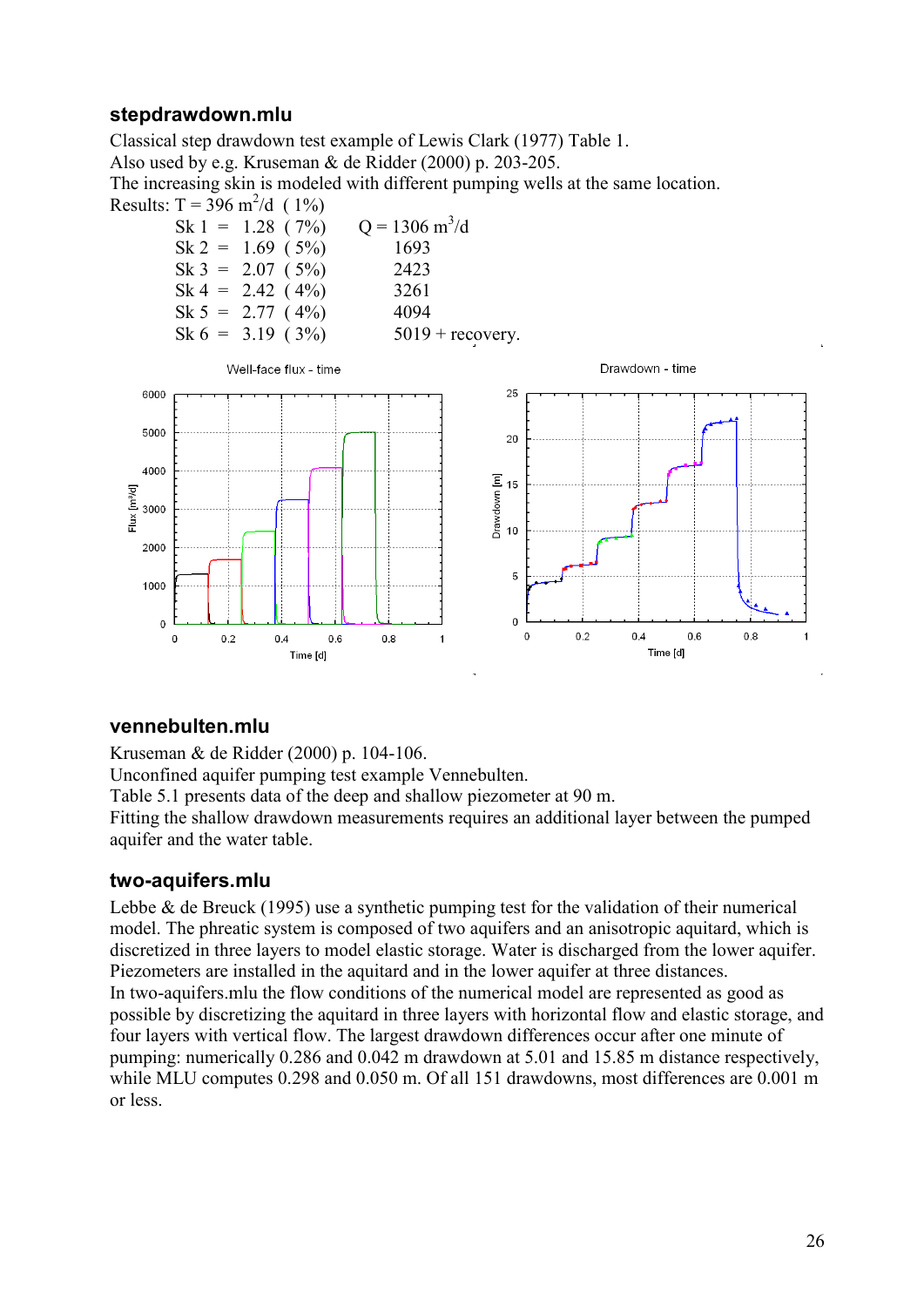### stepdrawdown.mlu

Classical step drawdown test example of Lewis Clark (1977) Table 1.
Also used by e.g. Kruseman & de Ridder (2000) p. 203-205.
The increasing skin is modeled with different pumping wells at the same location.
Results: T = 396 $m^2$/d ( 1%)

| | | |
|---|---|---|
| Sk 1 = | 1.28 ( 7%) | Q = 1306 $m^3$/d |
| Sk 2 = | 1.69 ( 5%) | 1693 |
| Sk 3 = | 2.07 ( 5%) | 2423 |
| Sk 4 = | 2.42 ( 4%) | 3261 |
| Sk 5 = | 2.77 ( 4%) | 4094 |
| Sk 6 = | 3.19 ( 3%) | 5019 + recovery. |

### vennebulten.mlu

Kruseman & de Ridder (2000) p. 104-106.
Unconfined aquifer pumping test example Vennebulten.
Table 5.1 presents data of the deep and shallow piezometer at 90 m.
Fitting the shallow drawdown measurements requires an additional layer between the pumped aquifer and the water table.

### two-aquifers.mlu

Lebbe & de Breuck (1995) use a synthetic pumping test for the validation of their numerical model. The phreatic system is composed of two aquifers and an anisotropic aquitard, which is discretized in three layers to model elastic storage. Water is discharged from the lower aquifer. Piezometers are installed in the aquitard and in the lower aquifer at three distances.
In two-aquifers.mlu the flow conditions of the numerical model are represented as good as possible by discretizing the aquitard in three layers with horizontal flow and elastic storage, and four layers with vertical flow. The largest drawdown differences occur after one minute of pumping: numerically 0.286 and 0.042 m drawdown at 5.01 and 15.85 m distance respectively, while MLU computes 0.298 and 0.050 m. Of all 151 drawdowns, most differences are 0.001 m or less.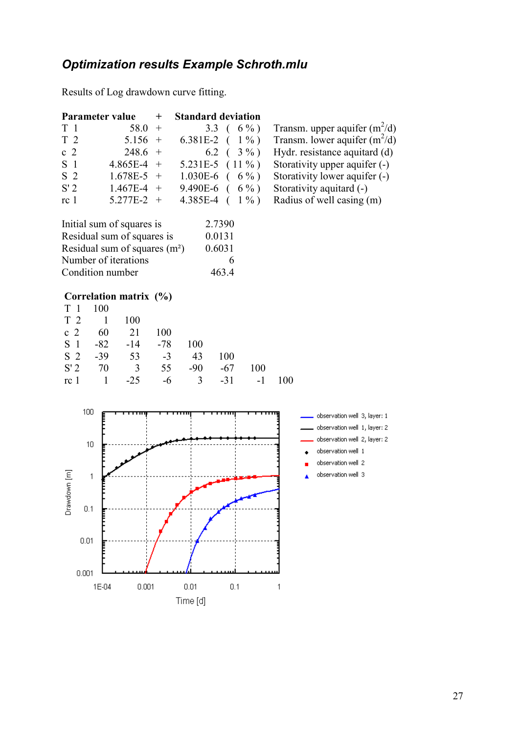### *Optimization results Example Schroth.mlu*

Results of Log drawdown curve fitting.

| Parameter value | | + | Standard deviation | | |
|---|---|---|---|---|---|
| T 1 | 58.0 | + | 3.3 | ( 6 % ) | Transm. upper aquifer ($m^2$/d) |
| T 2 | 5.156 | + | 6.381E-2 | ( 1 % ) | Transm. lower aquifer ($m^2$/d) |
| c 2 | 248.6 | + | 6.2 | ( 3 % ) | Hydr. resistance aquitard (d) |
| S 1 | 4.865E-4 | + | 5.231E-5 | ( 11 % ) | Storativity upper aquifer (-) |
| S 2 | 1.678E-5 | + | 1.030E-6 | ( 6 % ) | Storativity lower aquifer (-) |
| S' 2 | 1.467E-4 | + | 9.490E-6 | ( 6 % ) | Storativity aquitard (-) |
| rc 1 | 5.277E-2 | + | 4.385E-4 | ( 1 % ) | Radius of well casing (m) |

| | |
|---|---|
| Initial sum of squares is | 2.7390 |
| Residual sum of squares is | 0.0131 |
| Residual sum of squares ($m^2$) | 0.6031 |
| Number of iterations | 6 |
| Condition number | 463.4 |

**Correlation matrix (%)**

| | | | | | | | |
|---|---|---|---|---|---|---|---|
| T 1 | 100 | | | | | | |
| T 2 | 1 | 100 | | | | | |
| c 2 | 60 | 21 | 100 | | | | |
| S 1 | -82 | -14 | -78 | 100 | | | |
| S 2 | -39 | 53 | -3 | 43 | 100 | | |
| S' 2 | 70 | 3 | 55 | -90 | -67 | 100 | |
| rc 1 | 1 | -25 | -6 | 3 | -31 | -1 | 100 |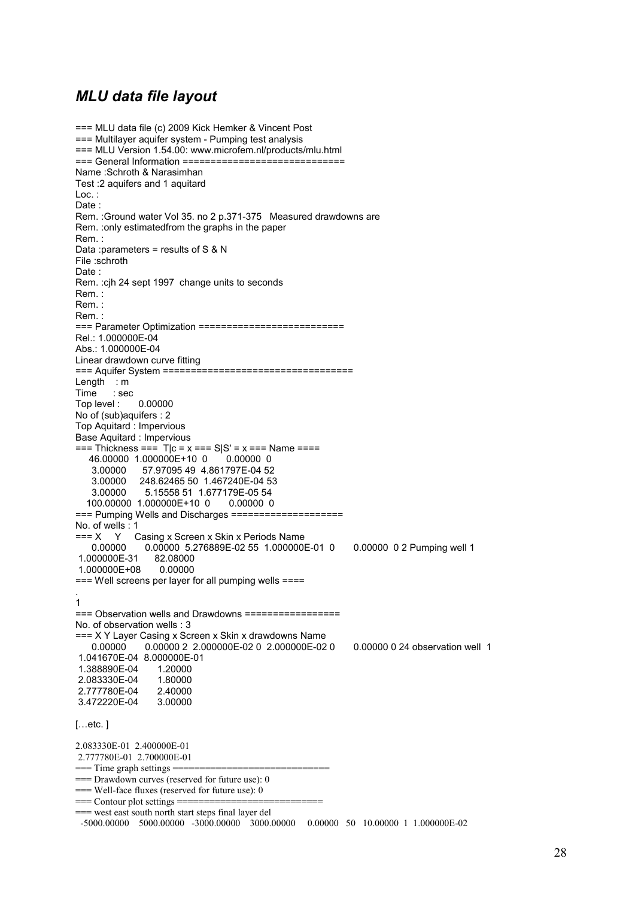## *MLU data file layout*

```
=== MLU data file (c) 2009 Kick Hemker & Vincent Post
=== Multilayer aquifer system - Pumping test analysis
=== MLU Version 1.54.00: www.microfem.nl/products/mlu.html
=== General Information ============================
Name :Schroth & Narasimhan
Test :2 aquifers and 1 aquitard
Loc. :
Date :
Rem. :Ground water Vol 35. no 2 p.371-375   Measured drawdowns are
Rem. :only estimatedfrom the graphs in the paper
Rem. :
Data :parameters = results of S & N
File :schroth
Date :
Rem. :cjh 24 sept 1997  change units to seconds
Rem. :
Rem. :
Rem. :
=== Parameter Optimization =========================
Rel.: 1.000000E-04
Abs.: 1.000000E-04
Linear drawdown curve fitting
=== Aquifer System =================================
Length   : m
Time     : sec
Top level :     0.00000
No of (sub)aquifers : 2
Top Aquitard : Impervious
Base Aquitard : Impervious
=== Thickness ===  T|c = x === S|S' = x === Name ====
    46.00000  1.000000E+10  0      0.00000  0
     3.00000      57.97095 49  4.861797E-04 52
     3.00000     248.62465 50  1.467240E-04 53
     3.00000       5.15558 51  1.677179E-05 54
   100.00000  1.000000E+10  0      0.00000  0
=== Pumping Wells and Discharges ===================
No. of wells : 1
=== X    Y    Casing x Screen x Skin x Periods Name
     0.00000      0.00000  5.276889E-02 55  1.000000E-01  0      0.00000  0 2 Pumping well 1
 1.000000E-31     82.08000
 1.000000E+08      0.00000
=== Well screens per layer for all pumping wells ====
.
1
=== Observation wells and Drawdowns ================
No. of observation wells : 3
=== X Y Layer Casing x Screen x Skin x drawdowns Name
     0.00000      0.00000 2  2.000000E-02 0  2.000000E-02 0      0.00000 0 24 observation well  1
 1.041670E-04  8.000000E-01
 1.388890E-04      1.20000
 2.083330E-04      1.80000
 2.777780E-04      2.40000
 3.472220E-04      3.00000

[…etc. ]

2.083330E-01  2.400000E-01
 2.777780E-01  2.700000E-01
=== Time graph settings ==============================
=== Drawdown curves (reserved for future use): 0
=== Well-face fluxes (reserved for future use): 0
=== Contour plot settings ===========================
=== west east south north start steps final layer del
  -5000.00000    5000.00000   -3000.00000    3000.00000     0.00000   50   10.00000  1  1.000000E-02
```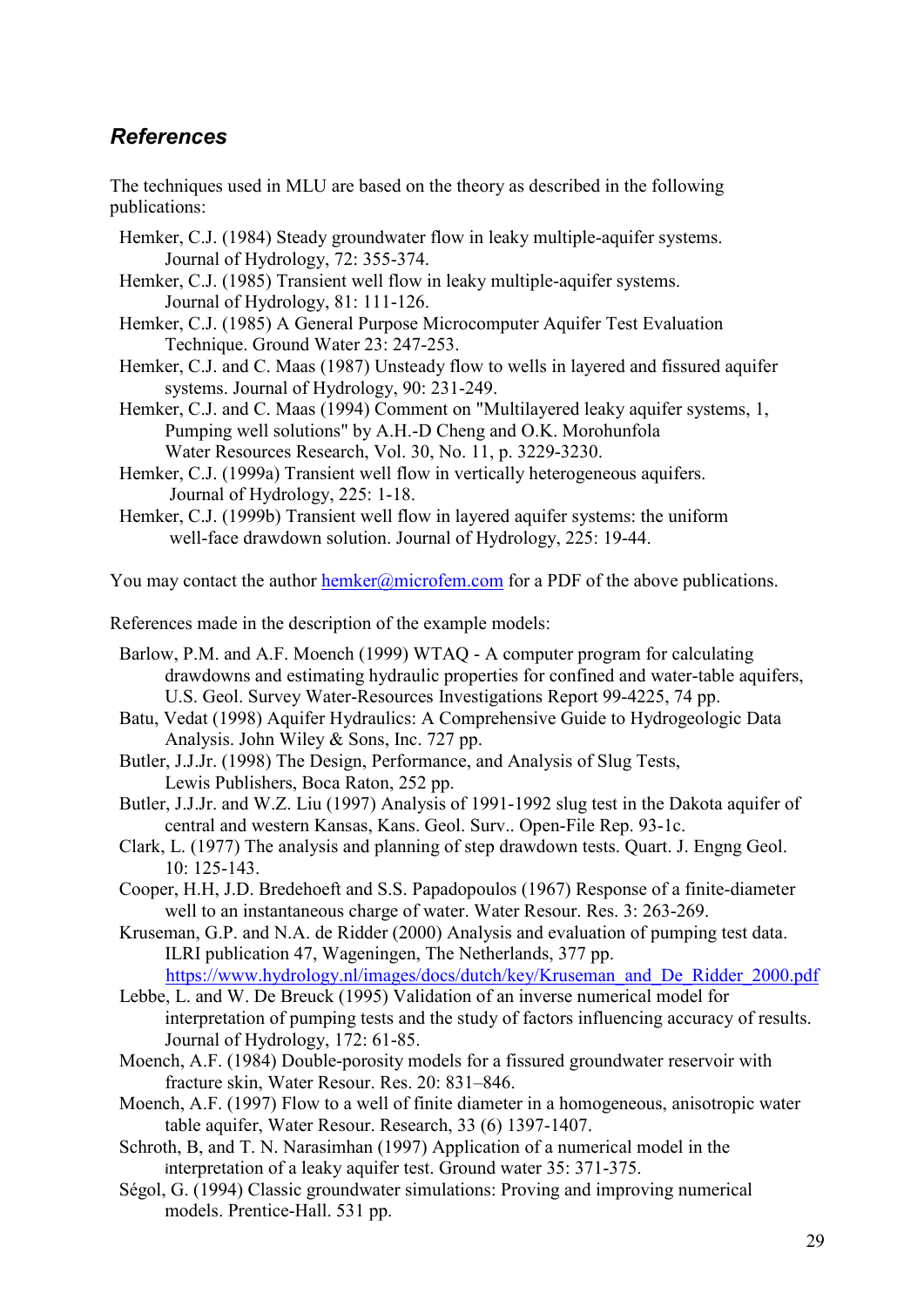## *References*

The techniques used in MLU are based on the theory as described in the following publications:

- Hemker, C.J. (1984) Steady groundwater flow in leaky multiple-aquifer systems. Journal of Hydrology, 72: 355-374.
- Hemker, C.J. (1985) Transient well flow in leaky multiple-aquifer systems. Journal of Hydrology, 81: 111-126.
- Hemker, C.J. (1985) A General Purpose Microcomputer Aquifer Test Evaluation Technique. Ground Water 23: 247-253.
- Hemker, C.J. and C. Maas (1987) Unsteady flow to wells in layered and fissured aquifer systems. Journal of Hydrology, 90: 231-249.
- Hemker, C.J. and C. Maas (1994) Comment on "Multilayered leaky aquifer systems, 1, Pumping well solutions" by A.H.-D Cheng and O.K. Morohunfola Water Resources Research, Vol. 30, No. 11, p. 3229-3230.
- Hemker, C.J. (1999a) Transient well flow in vertically heterogeneous aquifers. Journal of Hydrology, 225: 1-18.
- Hemker, C.J. (1999b) Transient well flow in layered aquifer systems: the uniform well-face drawdown solution. Journal of Hydrology, 225: 19-44.

You may contact the author [hemker@microfem.com](mailto:hemker@microfem.com) for a PDF of the above publications.

References made in the description of the example models:

- Barlow, P.M. and A.F. Moench (1999) WTAQ - A computer program for calculating drawdowns and estimating hydraulic properties for confined and water-table aquifers, U.S. Geol. Survey Water-Resources Investigations Report 99-4225, 74 pp.
- Batu, Vedat (1998) Aquifer Hydraulics: A Comprehensive Guide to Hydrogeologic Data Analysis. John Wiley & Sons, Inc. 727 pp.
- Butler, J.J.Jr. (1998) The Design, Performance, and Analysis of Slug Tests, Lewis Publishers, Boca Raton, 252 pp.
- Butler, J.J.Jr. and W.Z. Liu (1997) Analysis of 1991-1992 slug test in the Dakota aquifer of central and western Kansas, Kans. Geol. Surv.. Open-File Rep. 93-1c.
- Clark, L. (1977) The analysis and planning of step drawdown tests. Quart. J. Engng Geol. 10: 125-143.
- Cooper, H.H, J.D. Bredehoeft and S.S. Papadopoulos (1967) Response of a finite-diameter well to an instantaneous charge of water. Water Resour. Res. 3: 263-269.
- Kruseman, G.P. and N.A. de Ridder (2000) Analysis and evaluation of pumping test data. ILRI publication 47, Wageningen, The Netherlands, 377 pp. [https://www.hydrology.nl/images/docs/dutch/key/Kruseman_and_De_Ridder_2000.pdf](https://www.hydrology.nl/images/docs/dutch/key/Kruseman_and_De_Ridder_2000.pdf)
- Lebbe, L. and W. De Breuck (1995) Validation of an inverse numerical model for interpretation of pumping tests and the study of factors influencing accuracy of results. Journal of Hydrology, 172: 61-85.
- Moench, A.F. (1984) Double-porosity models for a fissured groundwater reservoir with fracture skin, Water Resour. Res. 20: 831–846.
- Moench, A.F. (1997) Flow to a well of finite diameter in a homogeneous, anisotropic water table aquifer, Water Resour. Research, 33 (6) 1397-1407.
- Schroth, B, and T. N. Narasimhan (1997) Application of a numerical model in the interpretation of a leaky aquifer test. Ground water 35: 371-375.
- Ségol, G. (1994) Classic groundwater simulations: Proving and improving numerical models. Prentice-Hall. 531 pp.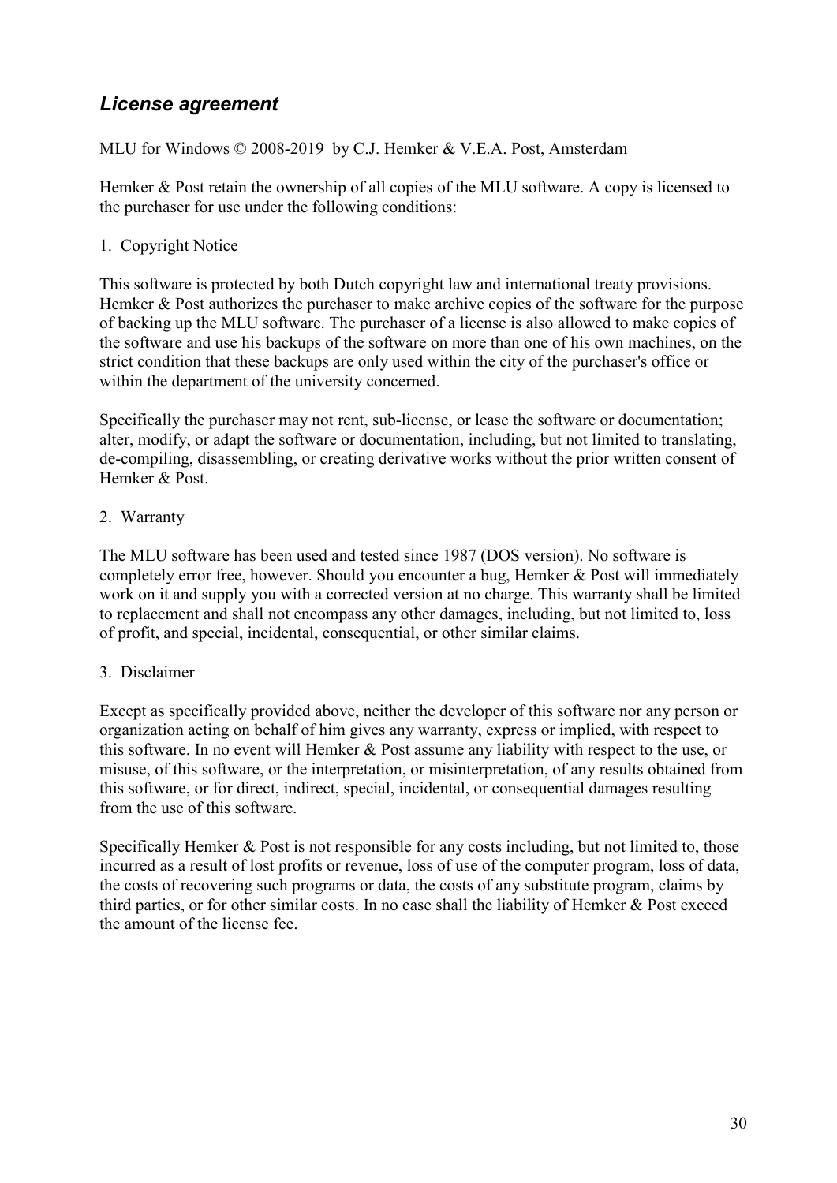## *License agreement*

MLU for Windows © 2008-2019 by C.J. Hemker & V.E.A. Post, Amsterdam

Hemker & Post retain the ownership of all copies of the MLU software. A copy is licensed to the purchaser for use under the following conditions:

1. Copyright Notice

This software is protected by both Dutch copyright law and international treaty provisions. Hemker & Post authorizes the purchaser to make archive copies of the software for the purpose of backing up the MLU software. The purchaser of a license is also allowed to make copies of the software and use his backups of the software on more than one of his own machines, on the strict condition that these backups are only used within the city of the purchaser's office or within the department of the university concerned.

Specifically the purchaser may not rent, sub-license, or lease the software or documentation; alter, modify, or adapt the software or documentation, including, but not limited to translating, de-compiling, disassembling, or creating derivative works without the prior written consent of Hemker & Post.

2. Warranty

The MLU software has been used and tested since 1987 (DOS version). No software is completely error free, however. Should you encounter a bug, Hemker & Post will immediately work on it and supply you with a corrected version at no charge. This warranty shall be limited to replacement and shall not encompass any other damages, including, but not limited to, loss of profit, and special, incidental, consequential, or other similar claims.

3. Disclaimer

Except as specifically provided above, neither the developer of this software nor any person or organization acting on behalf of him gives any warranty, express or implied, with respect to this software. In no event will Hemker & Post assume any liability with respect to the use, or misuse, of this software, or the interpretation, or misinterpretation, of any results obtained from this software, or for direct, indirect, special, incidental, or consequential damages resulting from the use of this software.

Specifically Hemker & Post is not responsible for any costs including, but not limited to, those incurred as a result of lost profits or revenue, loss of use of the computer program, loss of data, the costs of recovering such programs or data, the costs of any substitute program, claims by third parties, or for other similar costs. In no case shall the liability of Hemker & Post exceed the amount of the license fee.